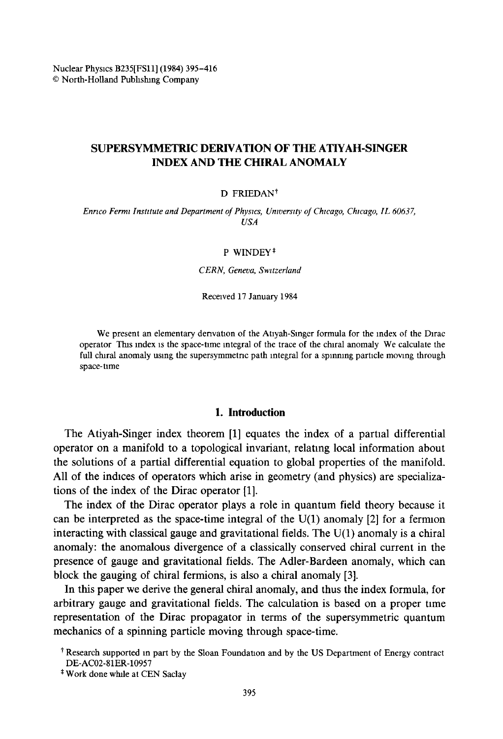Nuclear Physics B235[FS11] (1984) 395–416
© North-Holland Publishing Company

# SUPERSYMMETRIC DERIVATION OF THE ATIYAH-SINGER INDEX AND THE CHIRAL ANOMALY

D FRIEDAN†

*Enrico Fermi Institute and Department of Physics, University of Chicago, Chicago, IL 60637, USA*

P WINDEY‡

*CERN, Geneva, Switzerland*

Received 17 January 1984

We present an elementary derivation of the Atiyah-Singer formula for the index of the Dirac operator This index is the space-time integral of the trace of the chiral anomaly We calculate the full chiral anomaly using the supersymmetric path integral for a spinning particle moving through space-time

## 1. Introduction

The Atiyah-Singer index theorem [1] equates the index of a partial differential operator on a manifold to a topological invariant, relating local information about the solutions of a partial differential equation to global properties of the manifold. All of the indices of operators which arise in geometry (and physics) are specializations of the index of the Dirac operator [1].

The index of the Dirac operator plays a role in quantum field theory because it can be interpreted as the space-time integral of the U(1) anomaly [2] for a fermion interacting with classical gauge and gravitational fields. The U(1) anomaly is a chiral anomaly: the anomalous divergence of a classically conserved chiral current in the presence of gauge and gravitational fields. The Adler-Bardeen anomaly, which can block the gauging of chiral fermions, is also a chiral anomaly [3].

In this paper we derive the general chiral anomaly, and thus the index formula, for arbitrary gauge and gravitational fields. The calculation is based on a proper time representation of the Dirac propagator in terms of the supersymmetric quantum mechanics of a spinning particle moving through space-time.

† Research supported in part by the Sloan Foundation and by the US Department of Energy contract DE-AC02-81ER-10957

‡ Work done while at CEN Saclay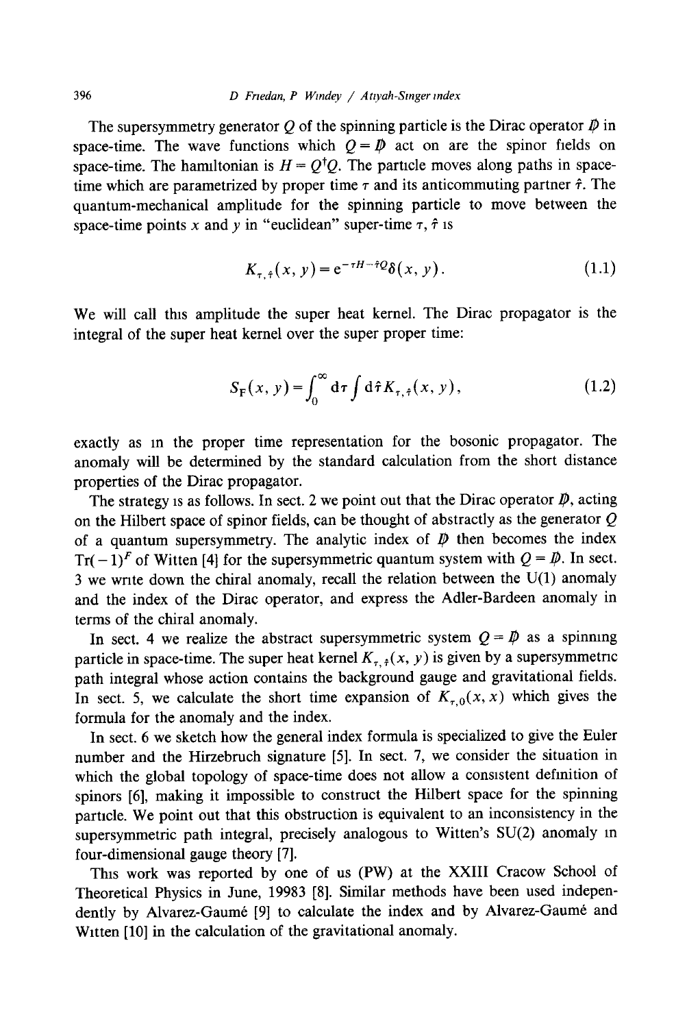The supersymmetry generator $Q$ of the spinning particle is the Dirac operator $\not{D}$ in space-time. The wave functions which $Q = \not{D}$ act on are the spinor fields on space-time. The hamiltonian is $H = Q^{\dagger}Q$. The particle moves along paths in space-time which are parametrized by proper time $\tau$ and its anticommuting partner $\hat{\tau}$. The quantum-mechanical amplitude for the spinning particle to move between the space-time points $x$ and $y$ in "euclidean" super-time $\tau$, $\hat{\tau}$ is

$$K_{\tau,\hat{\tau}}(x, y) = e^{-\tau H - \hat{\tau} Q}\delta(x, y). \tag{1.1}$$

We will call this amplitude the super heat kernel. The Dirac propagator is the integral of the super heat kernel over the super proper time:

$$S_{\mathrm{F}}(x, y) = \int_0^{\infty} \mathrm{d}\tau \int \mathrm{d}\hat{\tau} K_{\tau,\hat{\tau}}(x, y), \tag{1.2}$$

exactly as in the proper time representation for the bosonic propagator. The anomaly will be determined by the standard calculation from the short distance properties of the Dirac propagator.

The strategy is as follows. In sect. 2 we point out that the Dirac operator $\not{D}$, acting on the Hilbert space of spinor fields, can be thought of abstractly as the generator $Q$ of a quantum supersymmetry. The analytic index of $\not{D}$ then becomes the index $\mathrm{Tr}(-1)^F$ of Witten [4] for the supersymmetric quantum system with $Q = \not{D}$. In sect. 3 we write down the chiral anomaly, recall the relation between the U(1) anomaly and the index of the Dirac operator, and express the Adler-Bardeen anomaly in terms of the chiral anomaly.

In sect. 4 we realize the abstract supersymmetric system $Q = \not{D}$ as a spinning particle in space-time. The super heat kernel $K_{\tau,\hat{\tau}}(x, y)$ is given by a supersymmetric path integral whose action contains the background gauge and gravitational fields. In sect. 5, we calculate the short time expansion of $K_{\tau,0}(x, x)$ which gives the formula for the anomaly and the index.

In sect. 6 we sketch how the general index formula is specialized to give the Euler number and the Hirzebruch signature [5]. In sect. 7, we consider the situation in which the global topology of space-time does not allow a consistent definition of spinors [6], making it impossible to construct the Hilbert space for the spinning particle. We point out that this obstruction is equivalent to an inconsistency in the supersymmetric path integral, precisely analogous to Witten's SU(2) anomaly in four-dimensional gauge theory [7].

This work was reported by one of us (PW) at the XXIII Cracow School of Theoretical Physics in June, 19983 [8]. Similar methods have been used independently by Alvarez-Gaumé [9] to calculate the index and by Alvarez-Gaumé and Witten [10] in the calculation of the gravitational anomaly.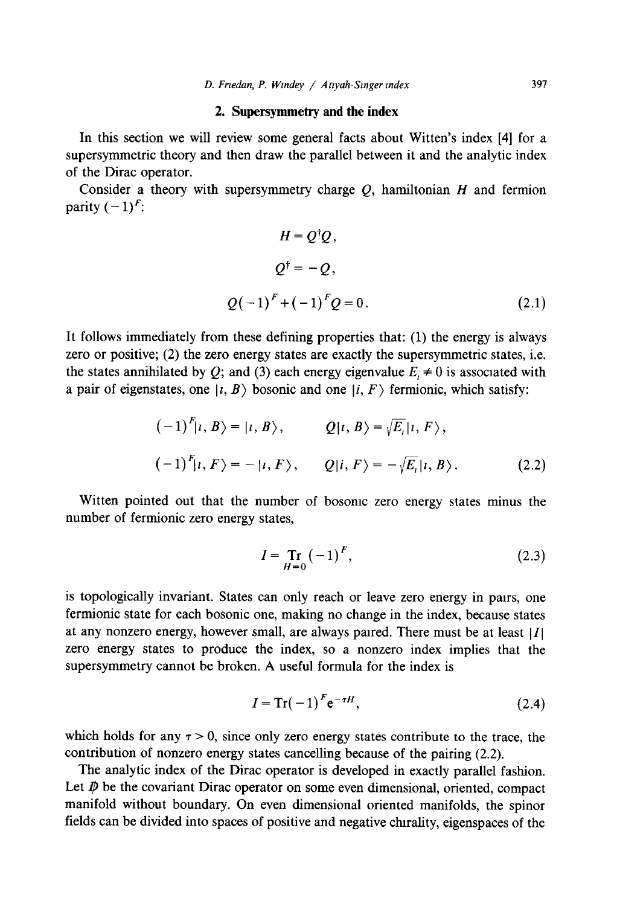## 2. Supersymmetry and the index

In this section we will review some general facts about Witten's index [4] for a supersymmetric theory and then draw the parallel between it and the analytic index of the Dirac operator.

Consider a theory with supersymmetry charge $Q$, hamiltonian $H$ and fermion parity $(-1)^F$:

$$H = Q^{\dagger} Q ,$$

$$Q^{\dagger} = -Q ,$$

$$Q(-1)^F + (-1)^F Q = 0 . \tag{2.1}$$

It follows immediately from these defining properties that: (1) the energy is always zero or positive; (2) the zero energy states are exactly the supersymmetric states, i.e. the states annihilated by $Q$; and (3) each energy eigenvalue $E_i \neq 0$ is associated with a pair of eigenstates, one $|i, B\rangle$ bosonic and one $|i, F\rangle$ fermionic, which satisfy:

$$(-1)^F |i, B\rangle = |i, B\rangle , \qquad Q|i, B\rangle = \sqrt{E_i}\, |i, F\rangle ,$$

$$(-1)^F |i, F\rangle = -|i, F\rangle , \qquad Q|i, F\rangle = -\sqrt{E_i}\, |i, B\rangle . \tag{2.2}$$

Witten pointed out that the number of bosonic zero energy states minus the number of fermionic zero energy states,

$$I = \underset{H=0}{\mathrm{Tr}}\, (-1)^F , \tag{2.3}$$

is topologically invariant. States can only reach or leave zero energy in pairs, one fermionic state for each bosonic one, making no change in the index, because states at any nonzero energy, however small, are always paired. There must be at least $|I|$ zero energy states to produce the index, so a nonzero index implies that the supersymmetry cannot be broken. A useful formula for the index is

$$I = \mathrm{Tr}(-1)^F \mathrm{e}^{-\tau H} , \tag{2.4}$$

which holds for any $\tau > 0$, since only zero energy states contribute to the trace, the contribution of nonzero energy states cancelling because of the pairing (2.2).

The analytic index of the Dirac operator is developed in exactly parallel fashion. Let $D\!\!\!/$ be the covariant Dirac operator on some even dimensional, oriented, compact manifold without boundary. On even dimensional oriented manifolds, the spinor fields can be divided into spaces of positive and negative chirality, eigenspaces of the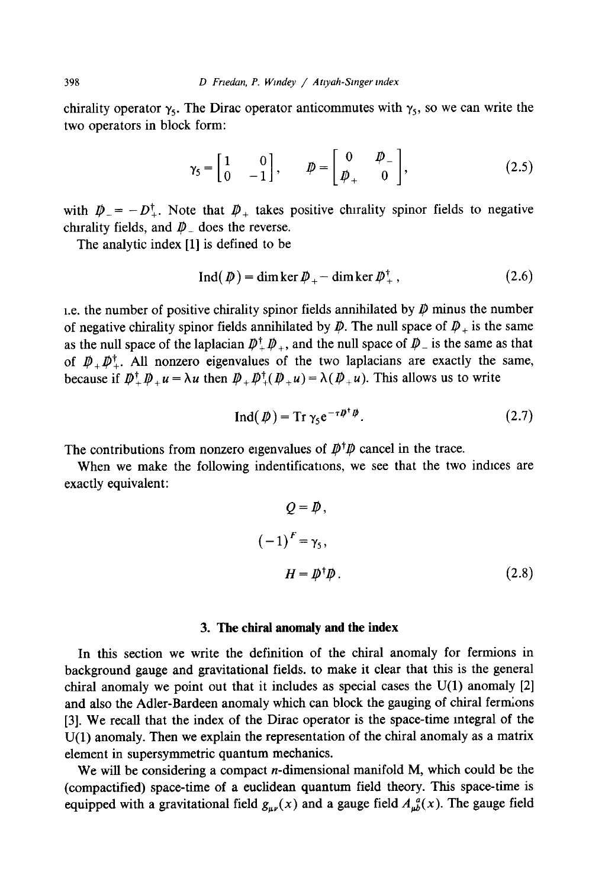chirality operator $\gamma_5$. The Dirac operator anticommutes with $\gamma_5$, so we can write the two operators in block form:

$$\gamma_5 = \begin{bmatrix} 1 & 0 \\ 0 & -1 \end{bmatrix}, \qquad \not{D} = \begin{bmatrix} 0 & \not{D}_- \\ \not{D}_+ & 0 \end{bmatrix}, \tag{2.5}$$

with $\not{D}_- = -D_+^\dagger$. Note that $\not{D}_+$ takes positive chirality spinor fields to negative chirality fields, and $\not{D}_-$ does the reverse.

The analytic index [1] is defined to be

$$\mathrm{Ind}(\not{D}) = \dim\ker \not{D}_+ - \dim\ker \not{D}_+^\dagger, \tag{2.6}$$

i.e. the number of positive chirality spinor fields annihilated by $\not{D}$ minus the number of negative chirality spinor fields annihilated by $\not{D}$. The null space of $\not{D}_+$ is the same as the null space of the laplacian $\not{D}_+^\dagger \not{D}_+$, and the null space of $\not{D}_-$ is the same as that of $\not{D}_+ \not{D}_+^\dagger$. All nonzero eigenvalues of the two laplacians are exactly the same, because if $\not{D}_+^\dagger \not{D}_+ u = \lambda u$ then $\not{D}_+ \not{D}_+^\dagger (\not{D}_+ u) = \lambda(\not{D}_+ u)$. This allows us to write

$$\mathrm{Ind}(\not{D}) = \mathrm{Tr}\, \gamma_5 e^{-\tau \not{D}^\dagger \not{D}}. \tag{2.7}$$

The contributions from nonzero eigenvalues of $\not{D}^\dagger \not{D}$ cancel in the trace.

When we make the following indentifications, we see that the two indices are exactly equivalent:

$$Q = \not{D},$$

$$(-1)^F = \gamma_5,$$

$$H = \not{D}^\dagger \not{D}. \tag{2.8}$$

## 3. The chiral anomaly and the index

In this section we write the definition of the chiral anomaly for fermions in background gauge and gravitational fields. to make it clear that this is the general chiral anomaly we point out that it includes as special cases the U(1) anomaly [2] and also the Adler-Bardeen anomaly which can block the gauging of chiral fermions [3]. We recall that the index of the Dirac operator is the space-time integral of the U(1) anomaly. Then we explain the representation of the chiral anomaly as a matrix element in supersymmetric quantum mechanics.

We will be considering a compact $n$-dimensional manifold M, which could be the (compactified) space-time of a euclidean quantum field theory. This space-time is equipped with a gravitational field $g_{\mu\nu}(x)$ and a gauge field $A_{\mu b}^{a}(x)$. The gauge field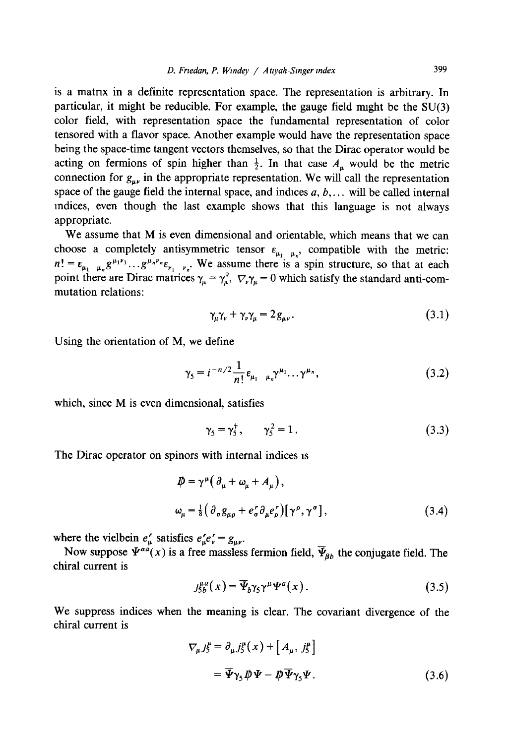is a matrix in a definite representation space. The representation is arbitrary. In particular, it might be reducible. For example, the gauge field might be the SU(3) color field, with representation space the fundamental representation of color tensored with a flavor space. Another example would have the representation space being the space-time tangent vectors themselves, so that the Dirac operator would be acting on fermions of spin higher than $\frac{1}{2}$. In that case $A_\mu$ would be the metric connection for $g_{\mu\nu}$ in the appropriate representation. We will call the representation space of the gauge field the internal space, and indices $a, b, \ldots$ will be called internal indices, even though the last example shows that this language is not always appropriate.

We assume that M is even dimensional and orientable, which means that we can choose a completely antisymmetric tensor $\varepsilon_{\mu_1 \ldots \mu_n}$, compatible with the metric: $n! = \varepsilon_{\mu_1 \ldots \mu_n} g^{\mu_1 \nu_1} \ldots g^{\mu_n \nu_n} \varepsilon_{\nu_1 \ldots \nu_n}$. We assume there is a spin structure, so that at each point there are Dirac matrices $\gamma_\mu = \gamma_\mu^\dagger$, $\nabla_\nu \gamma_\mu = 0$ which satisfy the standard anti-commutation relations:

$$\gamma_\mu \gamma_\nu + \gamma_\nu \gamma_\mu = 2 g_{\mu\nu} . \tag{3.1}$$

Using the orientation of M, we define

$$\gamma_5 = i^{-n/2} \frac{1}{n!} \varepsilon_{\mu_1 \ldots \mu_n} \gamma^{\mu_1} \ldots \gamma^{\mu_n} , \tag{3.2}$$

which, since M is even dimensional, satisfies

$$\gamma_5 = \gamma_5^\dagger , \qquad \gamma_5^2 = 1 . \tag{3.3}$$

The Dirac operator on spinors with internal indices is

$$\begin{aligned} \not{D} &= \gamma^\mu \left( \partial_\mu + \omega_\mu + A_\mu \right) , \\ \omega_\mu &= \tfrac{1}{8} \left( \partial_\sigma g_{\mu\rho} + e_\sigma^r \partial_\mu e_\rho^r \right) [\gamma^\rho, \gamma^\sigma] , \end{aligned} \tag{3.4}$$

where the vielbein $e_\mu^r$ satisfies $e_\mu^r e_\nu^r = g_{\mu\nu}$.

Now suppose $\Psi^{\alpha a}(x)$ is a free massless fermion field, $\overline{\Psi}_{\beta b}$ the conjugate field. The chiral current is

$$j_{5b}^{\mu a}(x) = \overline{\Psi}_b \gamma_5 \gamma^\mu \Psi^a(x) . \tag{3.5}$$

We suppress indices when the meaning is clear. The covariant divergence of the chiral current is

$$\begin{aligned} \nabla_\mu j_5^\mu &= \partial_\mu j_5^\mu(x) + \left[ A_\mu , j_5^\mu \right] \\ &= \overline{\Psi} \gamma_5 \not{D} \Psi - \not{D} \overline{\Psi} \gamma_5 \Psi . \end{aligned} \tag{3.6}$$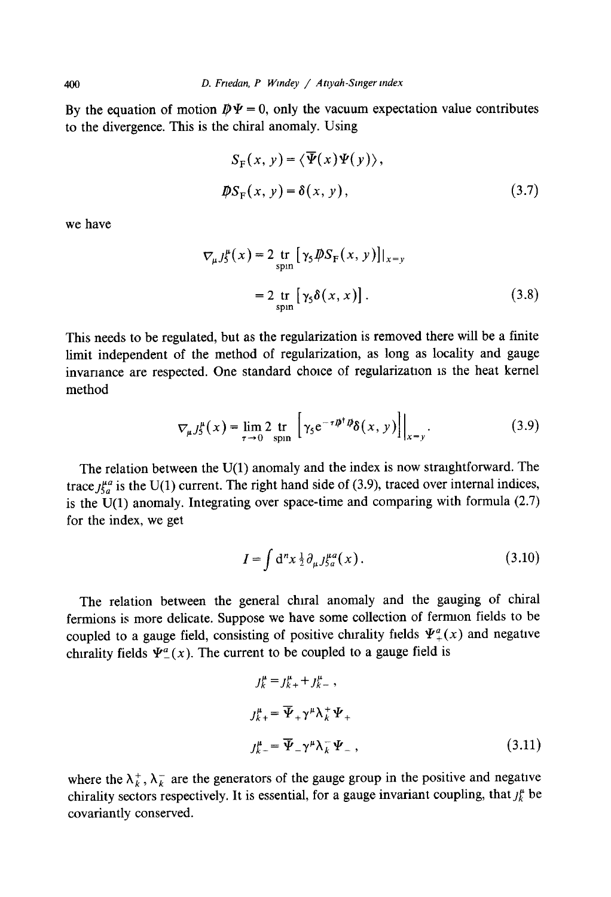By the equation of motion $\not{D}\Psi = 0$, only the vacuum expectation value contributes to the divergence. This is the chiral anomaly. Using

$$
\begin{aligned}
S_{\mathrm{F}}(x, y) &= \langle \overline{\Psi}(x) \Psi(y) \rangle , \\
\not{D} S_{\mathrm{F}}(x, y) &= \delta(x, y) ,
\end{aligned}
\tag{3.7}
$$

we have

$$
\begin{aligned}
\nabla_\mu j_5^\mu(x) &= 2 \operatorname*{tr}_{\text{spin}} \left[ \gamma_5 \not{D} S_{\mathrm{F}}(x, y) \right] \Big|_{x=y} \\
&= 2 \operatorname*{tr}_{\text{spin}} \left[ \gamma_5 \delta(x, x) \right] .
\end{aligned}
\tag{3.8}
$$

This needs to be regulated, but as the regularization is removed there will be a finite limit independent of the method of regularization, as long as locality and gauge invariance are respected. One standard choice of regularization is the heat kernel method

$$
\nabla_\mu j_5^\mu(x) = \lim_{\tau \to 0} 2 \operatorname*{tr}_{\text{spin}} \left[ \gamma_5 \mathrm{e}^{-\tau \not{D}^\dagger \not{D}} \delta(x, y) \right] \Big|_{x=y} .
\tag{3.9}
$$

The relation between the U(1) anomaly and the index is now straightforward. The trace $j_{5a}^{\mu a}$ is the U(1) current. The right hand side of (3.9), traced over internal indices, is the U(1) anomaly. Integrating over space-time and comparing with formula (2.7) for the index, we get

$$
I = \int \mathrm{d}^n x \, \tfrac{1}{2} \partial_\mu j_{5a}^{\mu a}(x) .
\tag{3.10}
$$

The relation between the general chiral anomaly and the gauging of chiral fermions is more delicate. Suppose we have some collection of fermion fields to be coupled to a gauge field, consisting of positive chirality fields $\Psi_+^a(x)$ and negative chirality fields $\Psi_-^a(x)$. The current to be coupled to a gauge field is

$$
\begin{aligned}
j_k^\mu &= j_{k+}^\mu + j_{k-}^\mu , \\
j_{k+}^\mu &= \overline{\Psi}_+ \gamma^\mu \lambda_k^+ \Psi_+ \\
j_{k-}^\mu &= \overline{\Psi}_- \gamma^\mu \lambda_k^- \Psi_- ,
\end{aligned}
\tag{3.11}
$$

where the $\lambda_k^+$, $\lambda_k^-$ are the generators of the gauge group in the positive and negative chirality sectors respectively. It is essential, for a gauge invariant coupling, that $j_k^\mu$ be covariantly conserved.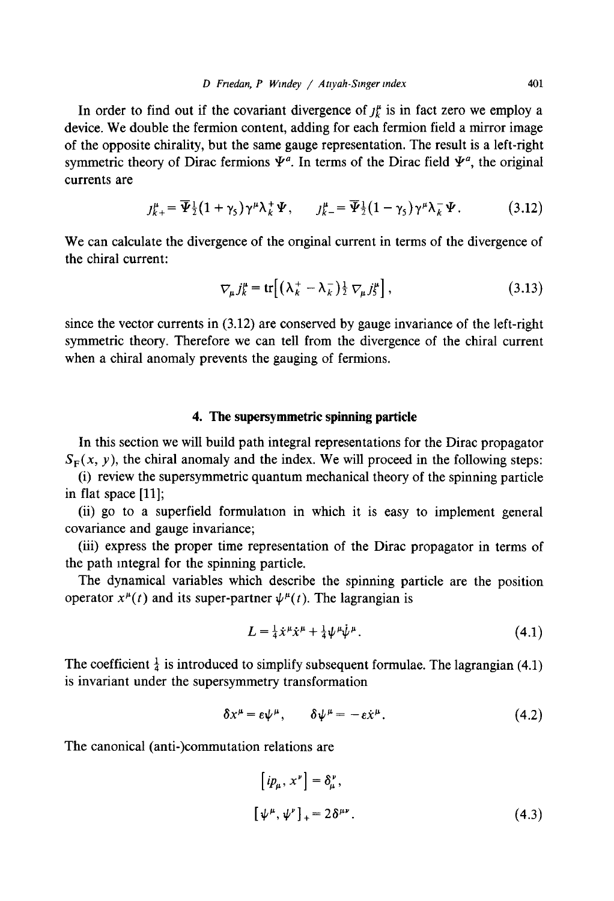In order to find out if the covariant divergence of $j_k^\mu$ is in fact zero we employ a device. We double the fermion content, adding for each fermion field a mirror image of the opposite chirality, but the same gauge representation. The result is a left-right symmetric theory of Dirac fermions $\Psi^a$. In terms of the Dirac field $\Psi^a$, the original currents are

$$j_{k+}^\mu = \overline{\Psi}\tfrac{1}{2}(1+\gamma_5)\gamma^\mu \lambda_k^+ \Psi, \qquad j_{k-}^\mu = \overline{\Psi}\tfrac{1}{2}(1-\gamma_5)\gamma^\mu \lambda_k^- \Psi. \tag{3.12}$$

We can calculate the divergence of the original current in terms of the divergence of the chiral current:

$$\nabla_\mu j_k^\mu = \mathrm{tr}\left[(\lambda_k^+ - \lambda_k^-)\tfrac{1}{2}\nabla_\mu j_5^\mu\right], \tag{3.13}$$

since the vector currents in (3.12) are conserved by gauge invariance of the left-right symmetric theory. Therefore we can tell from the divergence of the chiral current when a chiral anomaly prevents the gauging of fermions.

## 4. The supersymmetric spinning particle

In this section we will build path integral representations for the Dirac propagator $S_F(x, y)$, the chiral anomaly and the index. We will proceed in the following steps:

(i) review the supersymmetric quantum mechanical theory of the spinning particle in flat space [11];

(ii) go to a superfield formulation in which it is easy to implement general covariance and gauge invariance;

(iii) express the proper time representation of the Dirac propagator in terms of the path integral for the spinning particle.

The dynamical variables which describe the spinning particle are the position operator $x^\mu(t)$ and its super-partner $\psi^\mu(t)$. The lagrangian is

$$L = \tfrac{1}{4}\dot{x}^\mu \dot{x}^\mu + \tfrac{1}{4}\psi^\mu \dot{\psi}^\mu. \tag{4.1}$$

The coefficient $\frac{1}{4}$ is introduced to simplify subsequent formulae. The lagrangian (4.1) is invariant under the supersymmetry transformation

$$\delta x^\mu = \varepsilon \psi^\mu, \qquad \delta \psi^\mu = -\varepsilon \dot{x}^\mu. \tag{4.2}$$

The canonical (anti-)commutation relations are

$$\begin{aligned} &[ip_\mu, x^\nu] = \delta_\mu^\nu, \\ &[\psi^\mu, \psi^\nu]_+ = 2\delta^{\mu\nu}. \end{aligned} \tag{4.3}$$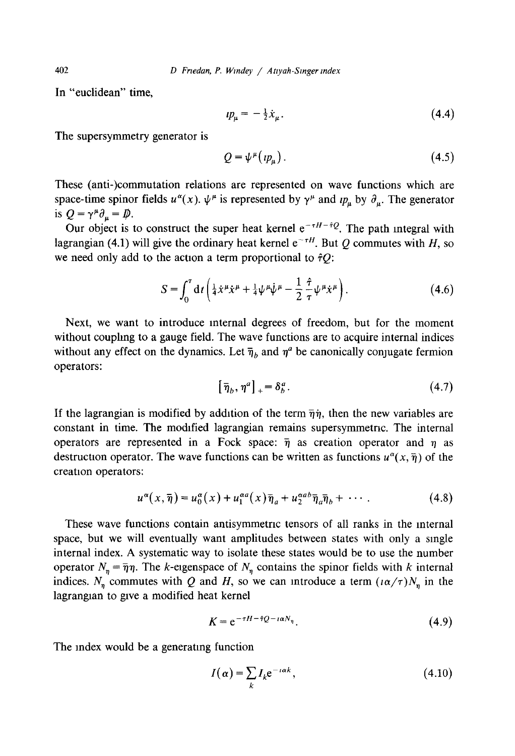In "euclidean" time,

$$ip_\mu = -\tfrac{1}{2}\dot{x}_\mu . \tag{4.4}$$

The supersymmetry generator is

$$Q = \psi^\mu (ip_\mu) . \tag{4.5}$$

These (anti-)commutation relations are represented on wave functions which are space-time spinor fields $u^\alpha(x)$. $\psi^\mu$ is represented by $\gamma^\mu$ and $ip_\mu$ by $\partial_\mu$. The generator is $Q = \gamma^\mu \partial_\mu = \not{D}$.

Our object is to construct the super heat kernel $\mathrm{e}^{-\tau H - \hat{\tau} Q}$. The path integral with lagrangian (4.1) will give the ordinary heat kernel $\mathrm{e}^{-\tau H}$. But $Q$ commutes with $H$, so we need only add to the action a term proportional to $\hat{\tau} Q$:

$$S = \int_0^\tau \mathrm{d}t \left( \tfrac{1}{4}\dot{x}^\mu \dot{x}^\mu + \tfrac{1}{4}\psi^\mu \dot{\psi}^\mu - \frac{1}{2}\frac{\hat{\tau}}{\tau}\psi^\mu \dot{x}^\mu \right) . \tag{4.6}$$

Next, we want to introduce internal degrees of freedom, but for the moment without coupling to a gauge field. The wave functions are to acquire internal indices without any effect on the dynamics. Let $\bar{\eta}_b$ and $\eta^a$ be canonically conjugate fermion operators:

$$[\bar{\eta}_b, \eta^a]_+ = \delta^a_b . \tag{4.7}$$

If the lagrangian is modified by addition of the term $\bar{\eta}\dot{\eta}$, then the new variables are constant in time. The modified lagrangian remains supersymmetric. The internal operators are represented in a Fock space: $\bar{\eta}$ as creation operator and $\eta$ as destruction operator. The wave functions can be written as functions $u^\alpha(x, \bar{\eta})$ of the creation operators:

$$u^\alpha(x, \bar{\eta}) = u_0^\alpha(x) + u_1^{\alpha a}(x)\bar{\eta}_a + u_2^{\alpha ab}\bar{\eta}_a \bar{\eta}_b + \cdots . \tag{4.8}$$

These wave functions contain antisymmetric tensors of all ranks in the internal space, but we will eventually want amplitudes between states with only a single internal index. A systematic way to isolate these states would be to use the number operator $N_\eta = \bar{\eta}\eta$. The $k$-eigenspace of $N_\eta$ contains the spinor fields with $k$ internal indices. $N_\eta$ commutes with $Q$ and $H$, so we can introduce a term $(i\alpha/\tau)N_\eta$ in the lagrangian to give a modified heat kernel

$$K = \mathrm{e}^{-\tau H - \hat{\tau} Q - i\alpha N_\eta} . \tag{4.9}$$

The index would be a generating function

$$I(\alpha) = \sum_k I_k \mathrm{e}^{-i\alpha k} , \tag{4.10}$$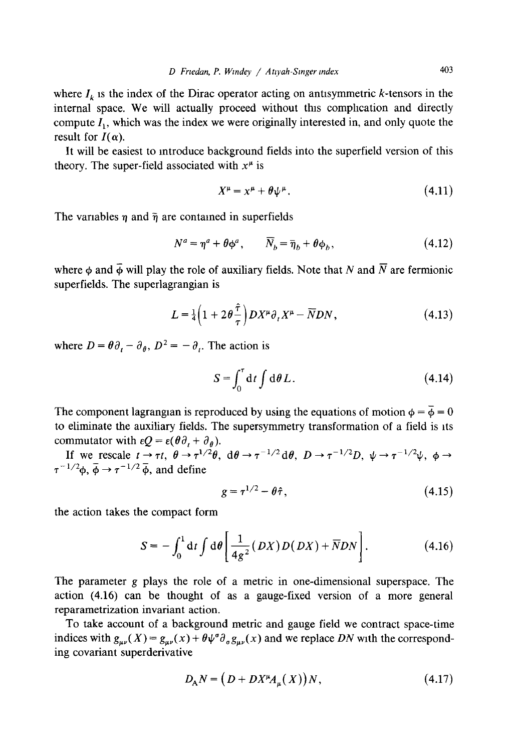where $I_k$ is the index of the Dirac operator acting on antisymmetric $k$-tensors in the internal space. We will actually proceed without this complication and directly compute $I_1$, which was the index we were originally interested in, and only quote the result for $I(\alpha)$.

It will be easiest to introduce background fields into the superfield version of this theory. The super-field associated with $x^\mu$ is

$$X^\mu = x^\mu + \theta\psi^\mu. \tag{4.11}$$

The variables $\eta$ and $\bar{\eta}$ are contained in superfields

$$N^a = \eta^a + \theta\phi^a, \qquad \overline{N}_b = \bar{\eta}_b + \theta\bar{\phi}_b, \tag{4.12}$$

where $\phi$ and $\bar{\phi}$ will play the role of auxiliary fields. Note that $N$ and $\overline{N}$ are fermionic superfields. The superlagrangian is

$$L = \tfrac{1}{4}\left(1 + 2\theta\frac{\hat{\tau}}{\tau}\right) DX^\mu \partial_t X^\mu - \overline{N}DN, \tag{4.13}$$

where $D = \theta\partial_t - \partial_\theta$, $D^2 = -\partial_t$. The action is

$$S = \int_0^\tau \mathrm{d}t \int \mathrm{d}\theta\, L. \tag{4.14}$$

The component lagrangian is reproduced by using the equations of motion $\phi = \bar{\phi} = 0$ to eliminate the auxiliary fields. The supersymmetry transformation of a field is its commutator with $\varepsilon Q = \varepsilon(\theta\partial_t + \partial_\theta)$.

If we rescale $t \to \tau t$, $\theta \to \tau^{1/2}\theta$, $\mathrm{d}\theta \to \tau^{-1/2}\mathrm{d}\theta$, $D \to \tau^{-1/2}D$, $\psi \to \tau^{-1/2}\psi$, $\phi \to \tau^{-1/2}\phi$, $\bar{\phi} \to \tau^{-1/2}\bar{\phi}$, and define

$$g = \tau^{1/2} - \theta\hat{\tau}, \tag{4.15}$$

the action takes the compact form

$$S = -\int_0^1 \mathrm{d}t \int \mathrm{d}\theta \left[\frac{1}{4g^2}(DX)D(DX) + \overline{N}DN\right]. \tag{4.16}$$

The parameter $g$ plays the role of a metric in one-dimensional superspace. The action (4.16) can be thought of as a gauge-fixed version of a more general reparametrization invariant action.

To take account of a background metric and gauge field we contract space-time indices with $g_{\mu\nu}(X) = g_{\mu\nu}(x) + \theta\psi^\sigma\partial_\sigma g_{\mu\nu}(x)$ and we replace $DN$ with the corresponding covariant superderivative

$$D_{\mathrm{A}}N = \left(D + DX^\mu A_\mu(X)\right)N, \tag{4.17}$$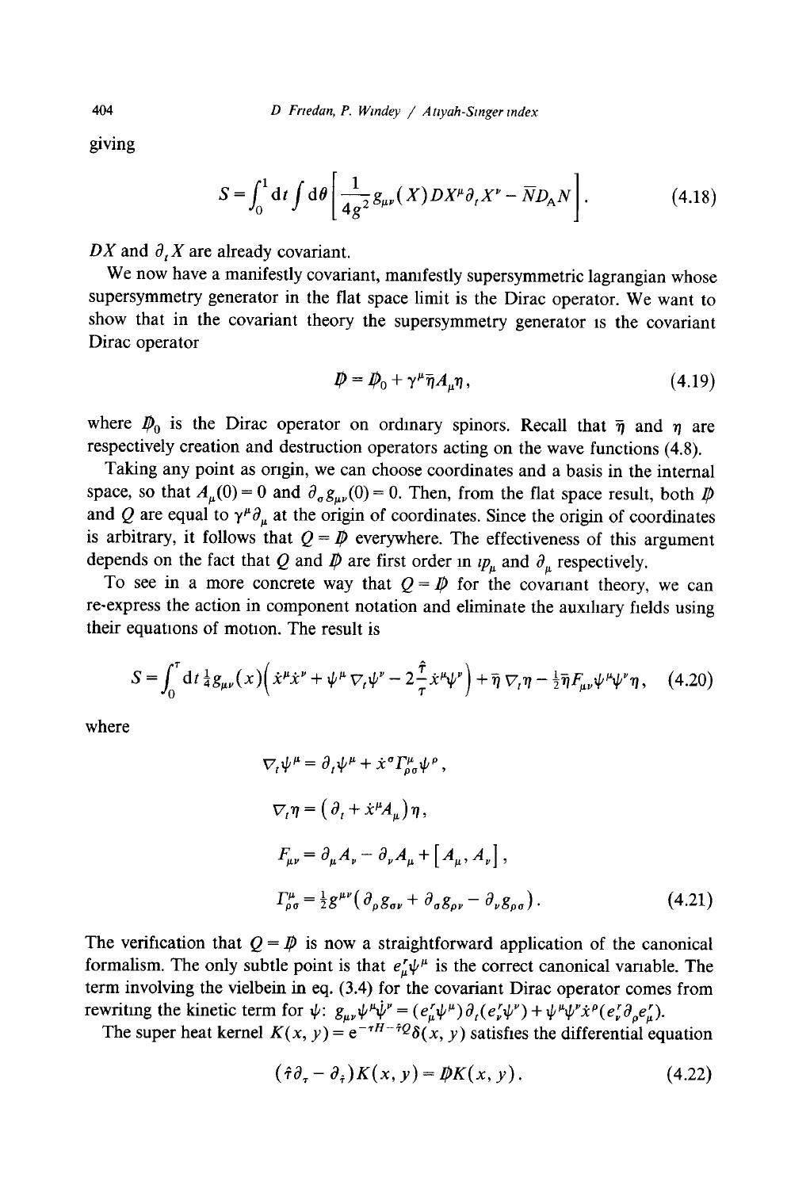giving

$$S = \int_0^1 \mathrm{d}t \int \mathrm{d}\theta \left[ \frac{1}{4g^2} g_{\mu\nu}(X) DX^\mu \partial_t X^\nu - \bar{N} D_A N \right]. \tag{4.18}$$

$DX$ and $\partial_t X$ are already covariant.

We now have a manifestly covariant, manifestly supersymmetric lagrangian whose supersymmetry generator in the flat space limit is the Dirac operator. We want to show that in the covariant theory the supersymmetry generator is the covariant Dirac operator

$$\not{D} = \not{D}_0 + \gamma^\mu \bar{\eta} A_\mu \eta, \tag{4.19}$$

where $\not{D}_0$ is the Dirac operator on ordinary spinors. Recall that $\bar{\eta}$ and $\eta$ are respectively creation and destruction operators acting on the wave functions (4.8).

Taking any point as origin, we can choose coordinates and a basis in the internal space, so that $A_\mu(0) = 0$ and $\partial_\sigma g_{\mu\nu}(0) = 0$. Then, from the flat space result, both $\not{D}$ and $Q$ are equal to $\gamma^\mu \partial_\mu$ at the origin of coordinates. Since the origin of coordinates is arbitrary, it follows that $Q = \not{D}$ everywhere. The effectiveness of this argument depends on the fact that $Q$ and $\not{D}$ are first order in $ip_\mu$ and $\partial_\mu$ respectively.

To see in a more concrete way that $Q = \not{D}$ for the covariant theory, we can re-express the action in component notation and eliminate the auxiliary fields using their equations of motion. The result is

$$S = \int_0^T \mathrm{d}t \, \tfrac{1}{4} g_{\mu\nu}(x) \left( \dot{x}^\mu \dot{x}^\nu + \psi^\mu \nabla_t \psi^\nu - 2\frac{\hat{T}}{T} \dot{x}^\mu \psi^\nu \right) + \bar{\eta} \nabla_t \eta - \tfrac{1}{2} \bar{\eta} F_{\mu\nu} \psi^\mu \psi^\nu \eta, \tag{4.20}$$

where

$$\begin{aligned}
\nabla_t \psi^\mu &= \partial_t \psi^\mu + \dot{x}^\sigma \Gamma^\mu_{\rho\sigma} \psi^\rho, \\
\nabla_t \eta &= \left( \partial_t + \dot{x}^\mu A_\mu \right) \eta, \\
F_{\mu\nu} &= \partial_\mu A_\nu - \partial_\nu A_\mu + \left[ A_\mu, A_\nu \right], \\
\Gamma^\mu_{\rho\sigma} &= \tfrac{1}{2} g^{\mu\nu} \left( \partial_\rho g_{\sigma\nu} + \partial_\sigma g_{\rho\nu} - \partial_\nu g_{\rho\sigma} \right).
\end{aligned} \tag{4.21}$$

The verification that $Q = \not{D}$ is now a straightforward application of the canonical formalism. The only subtle point is that $e^r_\mu \psi^\mu$ is the correct canonical variable. The term involving the vielbein in eq. (3.4) for the covariant Dirac operator comes from rewriting the kinetic term for $\psi$: $g_{\mu\nu} \psi^\mu \dot{\psi}^\nu = (e^r_\mu \psi^\mu) \partial_t (e^r_\nu \psi^\nu) + \psi^\mu \psi^\nu \dot{x}^\rho (e^r_\nu \partial_\rho e^r_\mu)$.

The super heat kernel $K(x, y) = \mathrm{e}^{-\tau H - \hat{\tau} Q} \delta(x, y)$ satisfies the differential equation

$$(\hat{\tau} \partial_\tau - \partial_{\hat{\tau}}) K(x, y) = \not{D} K(x, y). \tag{4.22}$$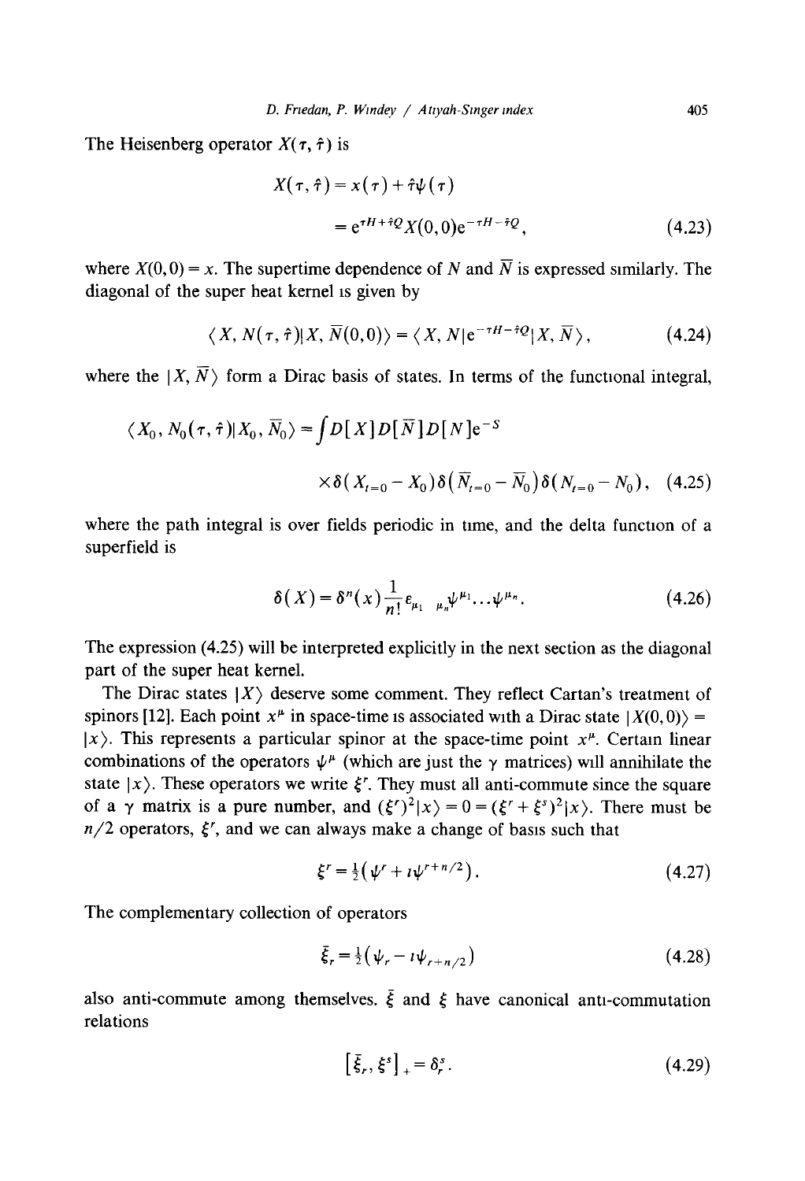The Heisenberg operator $X(\tau, \hat{\tau})$ is

$$X(\tau, \hat{\tau}) = x(\tau) + \hat{\tau}\psi(\tau)$$
$$= e^{\tau H + \hat{\tau} Q} X(0,0) e^{-\tau H - \hat{\tau} Q}, \tag{4.23}$$

where $X(0,0) = x$. The supertime dependence of $N$ and $\bar{N}$ is expressed similarly. The diagonal of the super heat kernel is given by

$$\langle X, N(\tau, \hat{\tau}) | X, \bar{N}(0,0) \rangle = \langle X, N | e^{-\tau H - \hat{\tau} Q} | X, \bar{N} \rangle, \tag{4.24}$$

where the $|X, \bar{N}\rangle$ form a Dirac basis of states. In terms of the functional integral,

$$\langle X_0, N_0(\tau, \hat{\tau}) | X_0, \bar{N}_0 \rangle = \int D[X] D[\bar{N}] D[N] e^{-S}$$
$$\times \delta(X_{t=0} - X_0) \delta(\bar{N}_{t=0} - \bar{N}_0) \delta(N_{t=0} - N_0), \tag{4.25}$$

where the path integral is over fields periodic in time, and the delta function of a superfield is

$$\delta(X) = \delta^n(x) \frac{1}{n!} \varepsilon_{\mu_1 \dots \mu_n} \psi^{\mu_1} \dots \psi^{\mu_n}. \tag{4.26}$$

The expression (4.25) will be interpreted explicitly in the next section as the diagonal part of the super heat kernel.

The Dirac states $|X\rangle$ deserve some comment. They reflect Cartan's treatment of spinors [12]. Each point $x^\mu$ in space-time is associated with a Dirac state $|X(0,0)\rangle = |x\rangle$. This represents a particular spinor at the space-time point $x^\mu$. Certain linear combinations of the operators $\psi^\mu$ (which are just the $\gamma$ matrices) will annihilate the state $|x\rangle$. These operators we write $\xi^r$. They must all anti-commute since the square of a $\gamma$ matrix is a pure number, and $(\xi^r)^2|x\rangle = 0 = (\xi^r + \xi^s)^2|x\rangle$. There must be $n/2$ operators, $\xi^r$, and we can always make a change of basis such that

$$\xi^r = \tfrac{1}{2}(\psi^r + i\psi^{r+n/2}). \tag{4.27}$$

The complementary collection of operators

$$\bar{\xi}_r = \tfrac{1}{2}(\psi_r - i\psi_{r+n/2}) \tag{4.28}$$

also anti-commute among themselves. $\bar{\xi}$ and $\xi$ have canonical anti-commutation relations

$$[\bar{\xi}_r, \xi^s]_+ = \delta_r^s. \tag{4.29}$$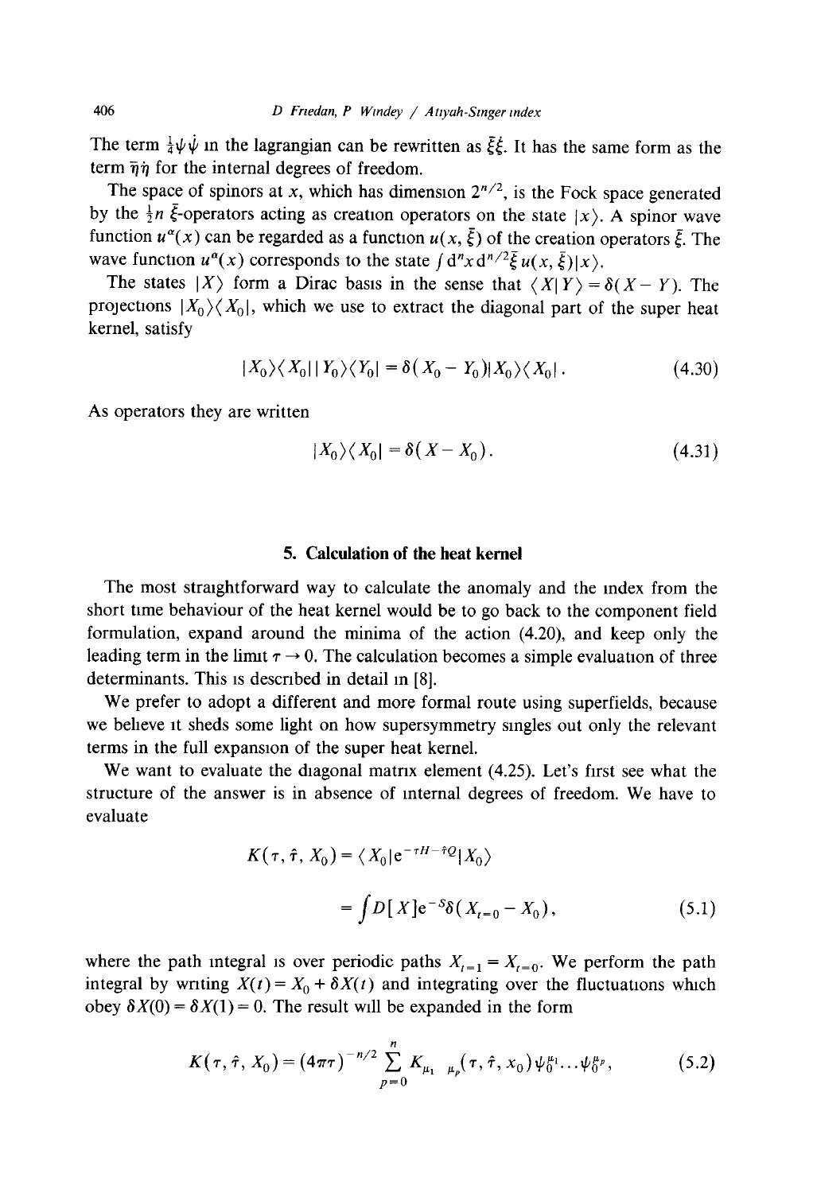The term $\frac{1}{4}\psi\dot{\psi}$ in the lagrangian can be rewritten as $\bar{\xi}\dot{\xi}$. It has the same form as the term $\bar{\eta}\dot{\eta}$ for the internal degrees of freedom.

The space of spinors at $x$, which has dimension $2^{n/2}$, is the Fock space generated by the $\frac{1}{2}n$ $\bar{\xi}$-operators acting as creation operators on the state $|x\rangle$. A spinor wave function $u^{\alpha}(x)$ can be regarded as a function $u(x, \bar{\xi})$ of the creation operators $\bar{\xi}$. The wave function $u^{\alpha}(x)$ corresponds to the state $\int d^n x \, d^{n/2}\bar{\xi} \, u(x, \bar{\xi})|x\rangle$.

The states $|X\rangle$ form a Dirac basis in the sense that $\langle X|Y\rangle = \delta(X-Y)$. The projections $|X_0\rangle\langle X_0|$, which we use to extract the diagonal part of the super heat kernel, satisfy

$$|X_0\rangle\langle X_0|\,|Y_0\rangle\langle Y_0| = \delta(X_0 - Y_0)|X_0\rangle\langle X_0| \,. \tag{4.30}$$

As operators they are written

$$|X_0\rangle\langle X_0| = \delta(X - X_0) \,. \tag{4.31}$$

## 5. Calculation of the heat kernel

The most straightforward way to calculate the anomaly and the index from the short time behaviour of the heat kernel would be to go back to the component field formulation, expand around the minima of the action (4.20), and keep only the leading term in the limit $\tau \to 0$. The calculation becomes a simple evaluation of three determinants. This is described in detail in [8].

We prefer to adopt a different and more formal route using superfields, because we believe it sheds some light on how supersymmetry singles out only the relevant terms in the full expansion of the super heat kernel.

We want to evaluate the diagonal matrix element (4.25). Let's first see what the structure of the answer is in absence of internal degrees of freedom. We have to evaluate

$$\begin{aligned} K(\tau, \hat{\tau}, X_0) &= \langle X_0 | e^{-\tau H - \hat{\tau} Q} | X_0 \rangle \\ &= \int D[X] e^{-S} \delta(X_{t=0} - X_0) \,, \end{aligned} \tag{5.1}$$

where the path integral is over periodic paths $X_{t=1} = X_{t=0}$. We perform the path integral by writing $X(t) = X_0 + \delta X(t)$ and integrating over the fluctuations which obey $\delta X(0) = \delta X(1) = 0$. The result will be expanded in the form

$$K(\tau, \hat{\tau}, X_0) = (4\pi\tau)^{-n/2} \sum_{p=0}^{n} K_{\mu_1 \ldots \mu_p}(\tau, \hat{\tau}, x_0) \psi_0^{\mu_1} \ldots \psi_0^{\mu_p} \,, \tag{5.2}$$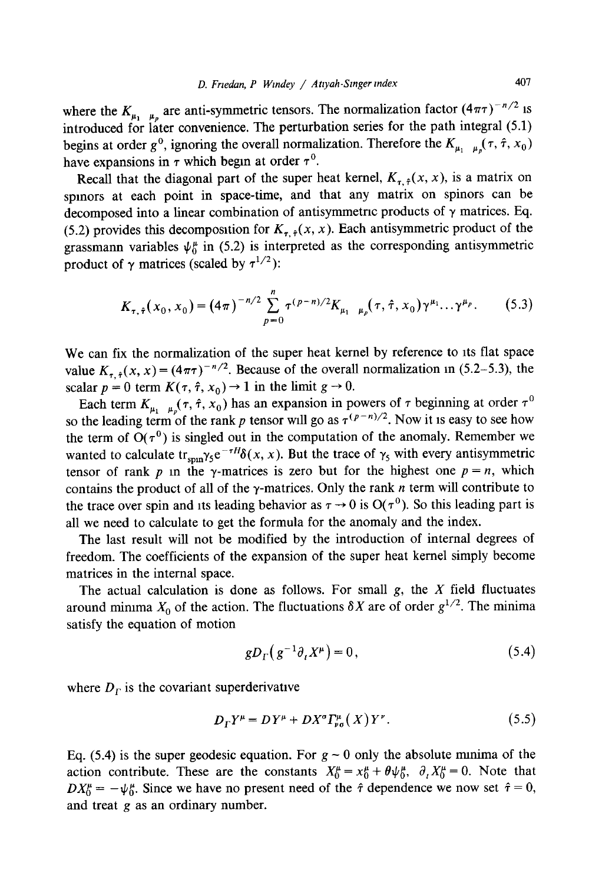where the $K_{\mu_1 \ldots \mu_p}$ are anti-symmetric tensors. The normalization factor $(4\pi\tau)^{-n/2}$ is introduced for later convenience. The perturbation series for the path integral (5.1) begins at order $g^0$, ignoring the overall normalization. Therefore the $K_{\mu_1 \ldots \mu_p}(\tau, \hat{\tau}, x_0)$ have expansions in $\tau$ which begin at order $\tau^0$.

Recall that the diagonal part of the super heat kernel, $K_{\tau,\hat{\tau}}(x, x)$, is a matrix on spinors at each point in space-time, and that any matrix on spinors can be decomposed into a linear combination of antisymmetric products of $\gamma$ matrices. Eq. (5.2) provides this decomposition for $K_{\tau,\hat{\tau}}(x, x)$. Each antisymmetric product of the grassmann variables $\psi_0^\mu$ in (5.2) is interpreted as the corresponding antisymmetric product of $\gamma$ matrices (scaled by $\tau^{1/2}$):

$$K_{\tau,\hat{\tau}}(x_0, x_0) = (4\pi)^{-n/2} \sum_{p=0}^{n} \tau^{(p-n)/2} K_{\mu_1 \ldots \mu_p}(\tau, \hat{\tau}, x_0) \gamma^{\mu_1} \ldots \gamma^{\mu_p}. \tag{5.3}$$

We can fix the normalization of the super heat kernel by reference to its flat space value $K_{\tau,\hat{\tau}}(x, x) = (4\pi\tau)^{-n/2}$. Because of the overall normalization in (5.2–5.3), the scalar $p = 0$ term $K(\tau, \hat{\tau}, x_0) \to 1$ in the limit $g \to 0$.

Each term $K_{\mu_1 \ldots \mu_p}(\tau, \hat{\tau}, x_0)$ has an expansion in powers of $\tau$ beginning at order $\tau^0$ so the leading term of the rank $p$ tensor will go as $\tau^{(p-n)/2}$. Now it is easy to see how the term of $O(\tau^0)$ is singled out in the computation of the anomaly. Remember we wanted to calculate $\mathrm{tr}_{\mathrm{spin}} \gamma_5 e^{-\tau H} \delta(x, x)$. But the trace of $\gamma_5$ with every antisymmetric tensor of rank $p$ in the $\gamma$-matrices is zero but for the highest one $p = n$, which contains the product of all of the $\gamma$-matrices. Only the rank $n$ term will contribute to the trace over spin and its leading behavior as $\tau \to 0$ is $O(\tau^0)$. So this leading part is all we need to calculate to get the formula for the anomaly and the index.

The last result will not be modified by the introduction of internal degrees of freedom. The coefficients of the expansion of the super heat kernel simply become matrices in the internal space.

The actual calculation is done as follows. For small $g$, the $X$ field fluctuates around minima $X_0$ of the action. The fluctuations $\delta X$ are of order $g^{1/2}$. The minima satisfy the equation of motion

$$g D_\Gamma (g^{-1} \partial_t X^\mu) = 0, \tag{5.4}$$

where $D_\Gamma$ is the covariant superderivative

$$D_\Gamma Y^\mu = DY^\mu + DX^\sigma \Gamma^\mu_{\nu\sigma}(X) Y^\nu. \tag{5.5}$$

Eq. (5.4) is the super geodesic equation. For $g \sim 0$ only the absolute minima of the action contribute. These are the constants $X_0^\mu = x_0^\mu + \theta \psi_0^\mu$, $\partial_t X_0^\mu = 0$. Note that $DX_0^\mu = -\psi_0^\mu$. Since we have no present need of the $\hat{\tau}$ dependence we now set $\hat{\tau} = 0$, and treat $g$ as an ordinary number.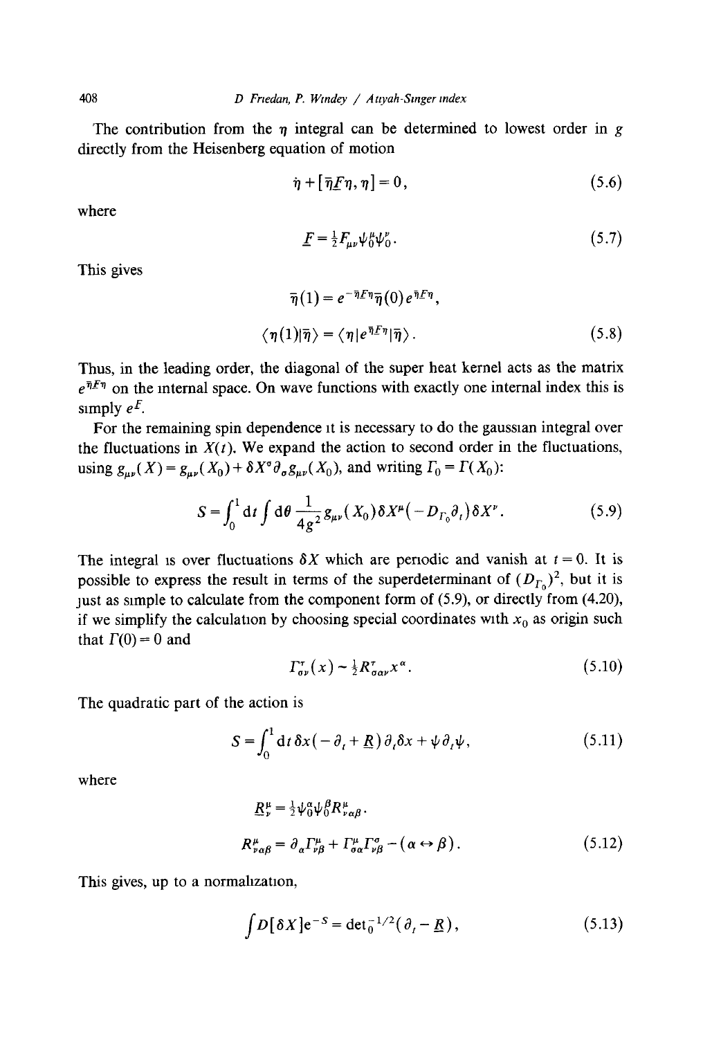The contribution from the $\eta$ integral can be determined to lowest order in $g$ directly from the Heisenberg equation of motion

$$\dot{\eta} + [\bar{\eta}\underline{F}\eta, \eta] = 0, \tag{5.6}$$

where

$$\underline{F} = \tfrac{1}{2} F_{\mu\nu} \psi_0^\mu \psi_0^\nu. \tag{5.7}$$

This gives

$$\bar{\eta}(1) = e^{-\bar{\eta}\underline{F}\eta} \bar{\eta}(0) e^{\bar{\eta}\underline{F}\eta},$$

$$\langle \eta(1) | \bar{\eta} \rangle = \langle \eta | e^{\bar{\eta}\underline{F}\eta} | \bar{\eta} \rangle. \tag{5.8}$$

Thus, in the leading order, the diagonal of the super heat kernel acts as the matrix $e^{\bar{\eta}\underline{F}\eta}$ on the internal space. On wave functions with exactly one internal index this is simply $e^{\underline{F}}$.

For the remaining spin dependence it is necessary to do the gaussian integral over the fluctuations in $X(t)$. We expand the action to second order in the fluctuations, using $g_{\mu\nu}(X) = g_{\mu\nu}(X_0) + \delta X^\sigma \partial_\sigma g_{\mu\nu}(X_0)$, and writing $\Gamma_0 = \Gamma(X_0)$:

$$S = \int_0^1 \mathrm{d}t \int \mathrm{d}\theta \, \frac{1}{4g^2} g_{\mu\nu}(X_0) \delta X^\mu (-D_{\Gamma_0} \partial_t) \delta X^\nu. \tag{5.9}$$

The integral is over fluctuations $\delta X$ which are periodic and vanish at $t = 0$. It is possible to express the result in terms of the superdeterminant of $(D_{\Gamma_0})^2$, but it is just as simple to calculate from the component form of (5.9), or directly from (4.20), if we simplify the calculation by choosing special coordinates with $x_0$ as origin such that $\Gamma(0) = 0$ and

$$\Gamma^\tau_{\sigma\nu}(x) \sim \tfrac{1}{2} R^\tau_{\sigma\alpha\nu} x^\alpha. \tag{5.10}$$

The quadratic part of the action is

$$S = \int_0^1 \mathrm{d}t \, \delta x (-\partial_t + \underline{R}) \partial_t \delta x + \psi \partial_t \psi, \tag{5.11}$$

where

$$\underline{R}^\mu_\nu = \tfrac{1}{2} \psi_0^\alpha \psi_0^\beta R^\mu_{\nu\alpha\beta}.$$

$$R^\mu_{\nu\alpha\beta} = \partial_\alpha \Gamma^\mu_{\nu\beta} + \Gamma^\mu_{\sigma\alpha} \Gamma^\sigma_{\nu\beta} - (\alpha \leftrightarrow \beta). \tag{5.12}$$

This gives, up to a normalization,

$$\int D[\delta X] \mathrm{e}^{-S} = \det\nolimits_0^{-1/2}(\partial_t - \underline{R}), \tag{5.13}$$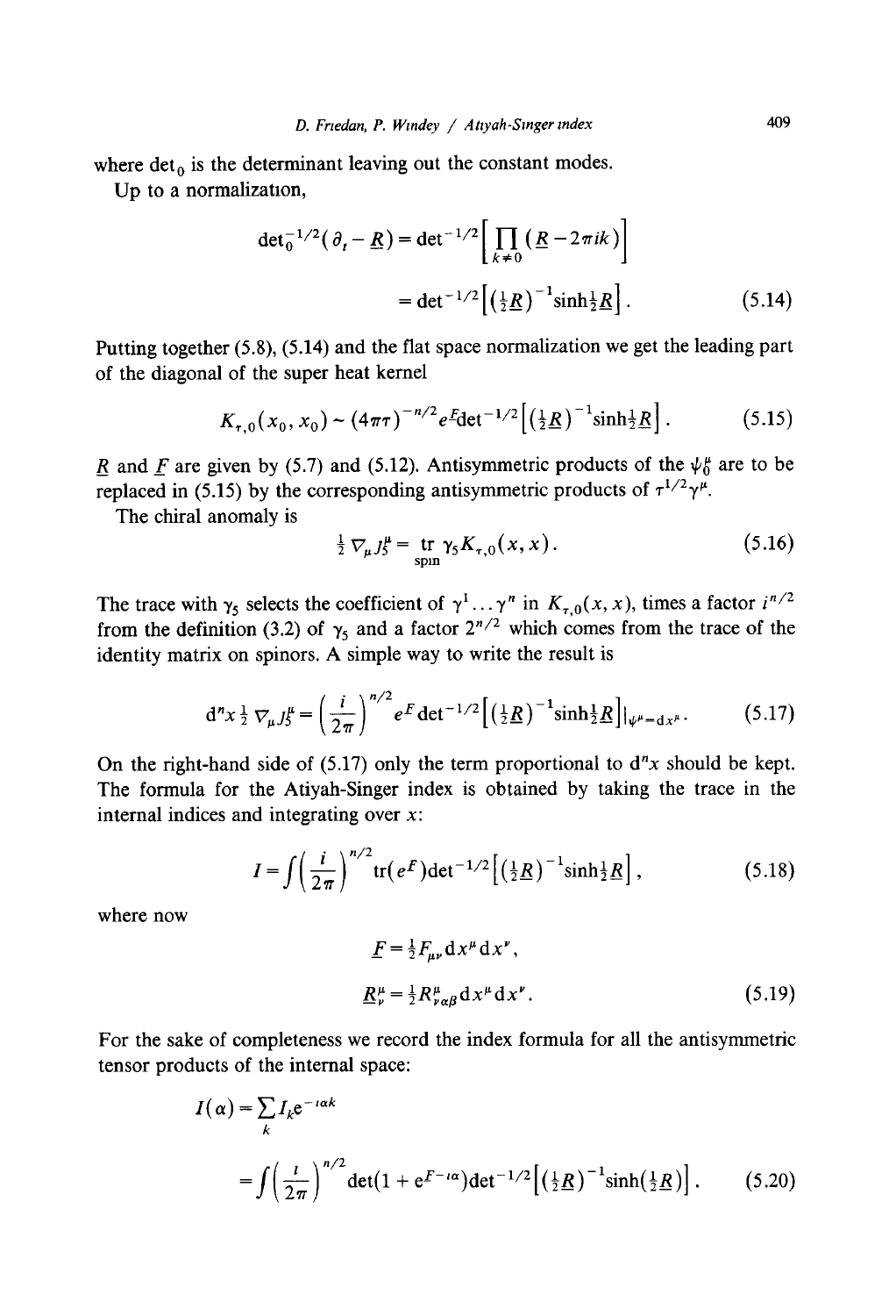where $\det_0$ is the determinant leaving out the constant modes.

Up to a normalization,

$$\det_0^{-1/2}(\partial_t - \underline{R}) = \det^{-1/2}\left[\prod_{k\neq 0}(\underline{R} - 2\pi i k)\right]$$
$$= \det^{-1/2}\left[\left(\tfrac{1}{2}\underline{R}\right)^{-1}\sinh\tfrac{1}{2}\underline{R}\right]. \tag{5.14}$$

Putting together (5.8), (5.14) and the flat space normalization we get the leading part of the diagonal of the super heat kernel

$$K_{\tau,0}(x_0, x_0) \sim (4\pi\tau)^{-n/2} e^{\underline{F}} \det^{-1/2}\left[\left(\tfrac{1}{2}\underline{R}\right)^{-1}\sinh\tfrac{1}{2}\underline{R}\right]. \tag{5.15}$$

$\underline{R}$ and $\underline{F}$ are given by (5.7) and (5.12). Antisymmetric products of the $\psi_0^\mu$ are to be replaced in (5.15) by the corresponding antisymmetric products of $\tau^{1/2}\gamma^\mu$.

The chiral anomaly is

$$\tfrac{1}{2}\nabla_\mu J_5^\mu = \underset{\text{spin}}{\operatorname{tr}}\, \gamma_5 K_{\tau,0}(x,x). \tag{5.16}$$

The trace with $\gamma_5$ selects the coefficient of $\gamma^1 \ldots \gamma^n$ in $K_{\tau,0}(x,x)$, times a factor $i^{n/2}$ from the definition (3.2) of $\gamma_5$ and a factor $2^{n/2}$ which comes from the trace of the identity matrix on spinors. A simple way to write the result is

$$\mathrm{d}^n x\, \tfrac{1}{2}\nabla_\mu J_5^\mu = \left(\frac{i}{2\pi}\right)^{n/2} e^{\underline{F}} \det^{-1/2}\left[\left(\tfrac{1}{2}\underline{R}\right)^{-1}\sinh\tfrac{1}{2}\underline{R}\right]\Big|_{\psi^\mu = \mathrm{d}x^\mu}. \tag{5.17}$$

On the right-hand side of (5.17) only the term proportional to $\mathrm{d}^n x$ should be kept. The formula for the Atiyah-Singer index is obtained by taking the trace in the internal indices and integrating over $x$:

$$I = \int \left(\frac{i}{2\pi}\right)^{n/2} \operatorname{tr}(e^{\underline{F}}) \det^{-1/2}\left[\left(\tfrac{1}{2}\underline{R}\right)^{-1}\sinh\tfrac{1}{2}\underline{R}\right], \tag{5.18}$$

where now

$$\underline{F} = \tfrac{1}{2}F_{\mu\nu}\,\mathrm{d}x^\mu \mathrm{d}x^\nu,$$
$$\underline{R}^\mu_\nu = \tfrac{1}{2}R^\mu_{\nu\alpha\beta}\,\mathrm{d}x^\mu \mathrm{d}x^\nu. \tag{5.19}$$

For the sake of completeness we record the index formula for all the antisymmetric tensor products of the internal space:

$$I(\alpha) = \sum_k I_k e^{-i\alpha k}$$
$$= \int \left(\frac{i}{2\pi}\right)^{n/2} \det(1 + e^{\underline{F} - i\alpha}) \det^{-1/2}\left[\left(\tfrac{1}{2}\underline{R}\right)^{-1}\sinh\left(\tfrac{1}{2}\underline{R}\right)\right]. \tag{5.20}$$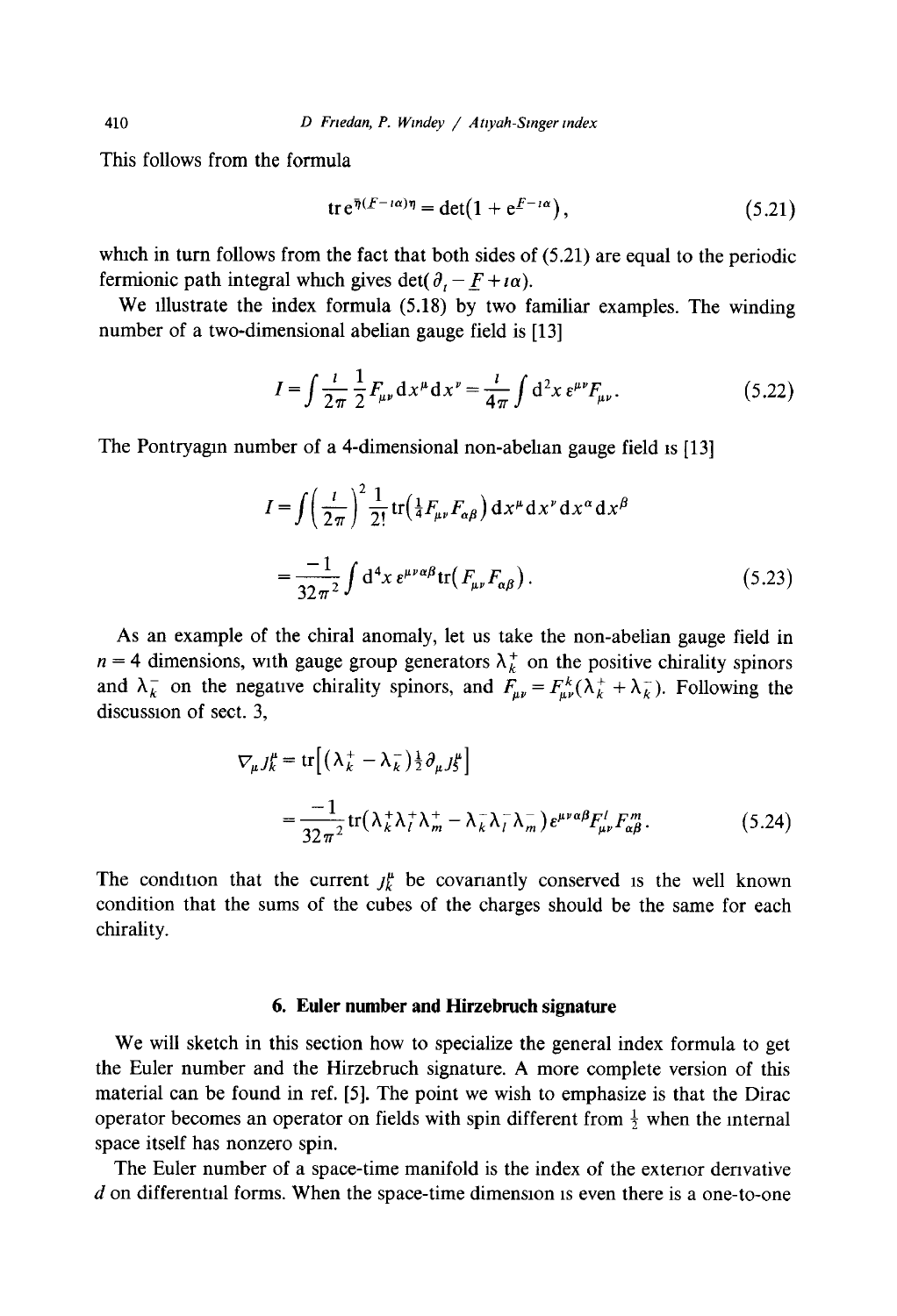This follows from the formula

$$\operatorname{tr} e^{\bar{\eta}(F-i\alpha)\eta} = \det(1 + e^{F-i\alpha}), \tag{5.21}$$

which in turn follows from the fact that both sides of (5.21) are equal to the periodic fermionic path integral which gives $\det(\partial_t - \underline{F} + i\alpha)$.

We illustrate the index formula (5.18) by two familiar examples. The winding number of a two-dimensional abelian gauge field is [13]

$$I = \int \frac{i}{2\pi} \frac{1}{2} F_{\mu\nu} \mathrm{d}x^{\mu} \mathrm{d}x^{\nu} = \frac{i}{4\pi} \int \mathrm{d}^2 x\, \varepsilon^{\mu\nu} F_{\mu\nu}. \tag{5.22}$$

The Pontryagin number of a 4-dimensional non-abelian gauge field is [13]

$$I = \int \left(\frac{i}{2\pi}\right)^2 \frac{1}{2!} \operatorname{tr}\left(\tfrac{1}{4} F_{\mu\nu} F_{\alpha\beta}\right) \mathrm{d}x^{\mu} \mathrm{d}x^{\nu} \mathrm{d}x^{\alpha} \mathrm{d}x^{\beta}$$

$$= \frac{-1}{32\pi^2} \int \mathrm{d}^4 x\, \varepsilon^{\mu\nu\alpha\beta} \operatorname{tr}\left(F_{\mu\nu} F_{\alpha\beta}\right). \tag{5.23}$$

As an example of the chiral anomaly, let us take the non-abelian gauge field in $n = 4$ dimensions, with gauge group generators $\lambda_k^+$ on the positive chirality spinors and $\lambda_k^-$ on the negative chirality spinors, and $F_{\mu\nu} = F_{\mu\nu}^k(\lambda_k^+ + \lambda_k^-)$. Following the discussion of sect. 3,

$$\nabla_{\mu} j_k^{\mu} = \operatorname{tr}\left[(\lambda_k^+ - \lambda_k^-)\tfrac{1}{2}\partial_{\mu} j_5^{\mu}\right]$$

$$= \frac{-1}{32\pi^2} \operatorname{tr}\left(\lambda_k^+ \lambda_l^+ \lambda_m^+ - \lambda_k^- \lambda_l^- \lambda_m^-\right) \varepsilon^{\mu\nu\alpha\beta} F_{\mu\nu}^l F_{\alpha\beta}^m. \tag{5.24}$$

The condition that the current $j_k^{\mu}$ be covariantly conserved is the well known condition that the sums of the cubes of the charges should be the same for each chirality.

## 6. Euler number and Hirzebruch signature

We will sketch in this section how to specialize the general index formula to get the Euler number and the Hirzebruch signature. A more complete version of this material can be found in ref. [5]. The point we wish to emphasize is that the Dirac operator becomes an operator on fields with spin different from $\frac{1}{2}$ when the internal space itself has nonzero spin.

The Euler number of a space-time manifold is the index of the exterior derivative $d$ on differential forms. When the space-time dimension is even there is a one-to-one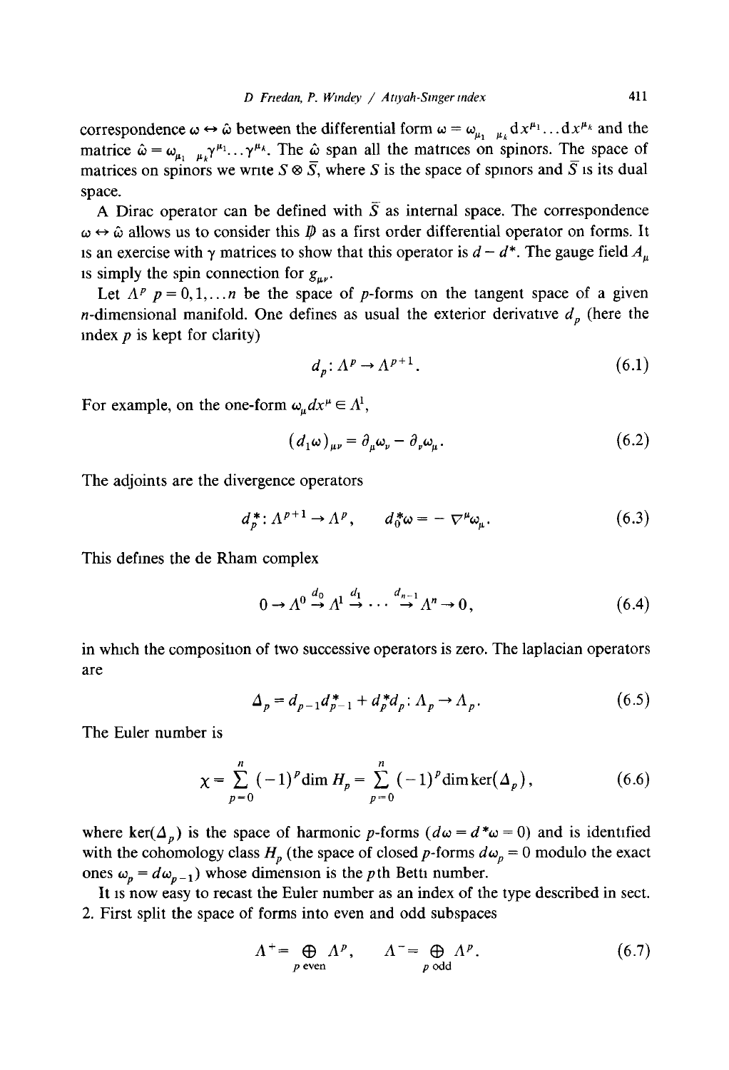correspondence $\omega \leftrightarrow \hat{\omega}$ between the differential form $\omega = \omega_{\mu_1 \ldots \mu_k} dx^{\mu_1} \ldots dx^{\mu_k}$ and the matrice $\hat{\omega} = \omega_{\mu_1 \ldots \mu_k} \gamma^{\mu_1} \ldots \gamma^{\mu_k}$. The $\hat{\omega}$ span all the matrices on spinors. The space of matrices on spinors we write $S \otimes \bar{S}$, where $S$ is the space of spinors and $\bar{S}$ is its dual space.

A Dirac operator can be defined with $\bar{S}$ as internal space. The correspondence $\omega \leftrightarrow \hat{\omega}$ allows us to consider this $\not{D}$ as a first order differential operator on forms. It is an exercise with $\gamma$ matrices to show that this operator is $d - d^*$. The gauge field $A_\mu$ is simply the spin connection for $g_{\mu\nu}$.

Let $\Lambda^p$ $p = 0, 1, \ldots n$ be the space of $p$-forms on the tangent space of a given $n$-dimensional manifold. One defines as usual the exterior derivative $d_p$ (here the index $p$ is kept for clarity)

$$d_p : \Lambda^p \to \Lambda^{p+1}. \tag{6.1}$$

For example, on the one-form $\omega_\mu dx^\mu \in \Lambda^1$,

$$(d_1 \omega)_{\mu\nu} = \partial_\mu \omega_\nu - \partial_\nu \omega_\mu. \tag{6.2}$$

The adjoints are the divergence operators

$$d_p^* : \Lambda^{p+1} \to \Lambda^p, \qquad d_0^* \omega = -\nabla^\mu \omega_\mu. \tag{6.3}$$

This defines the de Rham complex

$$0 \to \Lambda^0 \xrightarrow{d_0} \Lambda^1 \xrightarrow{d_1} \cdots \xrightarrow{d_{n-1}} \Lambda^n \to 0, \tag{6.4}$$

in which the composition of two successive operators is zero. The laplacian operators are

$$\Delta_p = d_{p-1} d_{p-1}^* + d_p^* d_p : \Lambda_p \to \Lambda_p. \tag{6.5}$$

The Euler number is

$$\chi = \sum_{p=0}^{n} (-1)^p \dim H_p = \sum_{p=0}^{n} (-1)^p \dim \ker(\Delta_p), \tag{6.6}$$

where $\ker(\Delta_p)$ is the space of harmonic $p$-forms ($d\omega = d^*\omega = 0$) and is identified with the cohomology class $H_p$ (the space of closed $p$-forms $d\omega_p = 0$ modulo the exact ones $\omega_p = d\omega_{p-1}$) whose dimension is the $p$th Betti number.

It is now easy to recast the Euler number as an index of the type described in sect. 2. First split the space of forms into even and odd subspaces

$$\Lambda^+ = \bigoplus_{p \text{ even}} \Lambda^p, \qquad \Lambda^- = \bigoplus_{p \text{ odd}} \Lambda^p. \tag{6.7}$$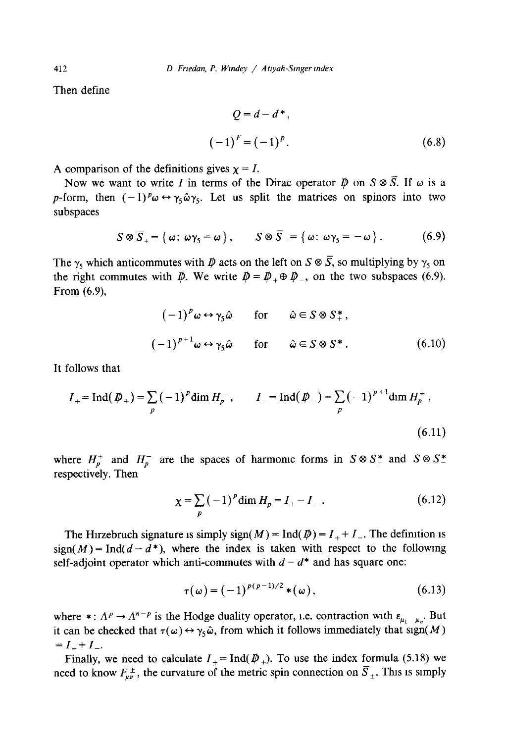Then define

$$Q = d - d^*,$$

$$(-1)^F = (-1)^p. \tag{6.8}$$

A comparison of the definitions gives $\chi = I$.

Now we want to write $I$ in terms of the Dirac operator $\not{D}$ on $S \otimes \bar{S}$. If $\omega$ is a $p$-form, then $(-1)^p \omega \leftrightarrow \gamma_5 \hat{\omega} \gamma_5$. Let us split the matrices on spinors into two subspaces

$$S \otimes \bar{S}_+ = \{\omega \colon \omega\gamma_5 = \omega\}, \qquad S \otimes \bar{S}_- = \{\omega \colon \omega\gamma_5 = -\omega\}. \tag{6.9}$$

The $\gamma_5$ which anticommutes with $\not{D}$ acts on the left on $S \otimes \bar{S}$, so multiplying by $\gamma_5$ on the right commutes with $\not{D}$. We write $\not{D} = \not{D}_+ \oplus \not{D}_-$, on the two subspaces (6.9). From (6.9),

$$(-1)^p \omega \leftrightarrow \gamma_5 \hat{\omega} \quad \text{for} \quad \hat{\omega} \in S \otimes S_+^*,$$

$$(-1)^{p+1} \omega \leftrightarrow \gamma_5 \hat{\omega} \quad \text{for} \quad \hat{\omega} \in S \otimes S_-^*. \tag{6.10}$$

It follows that

$$I_+ = \operatorname{Ind}(\not{D}_+) = \sum_p (-1)^p \dim H_p^-, \qquad I_- = \operatorname{Ind}(\not{D}_-) = \sum_p (-1)^{p+1} \dim H_p^+, \tag{6.11}$$

where $H_p^+$ and $H_p^-$ are the spaces of harmonic forms in $S \otimes S_+^*$ and $S \otimes S_-^*$ respectively. Then

$$\chi = \sum_p (-1)^p \dim H_p = I_+ - I_-. \tag{6.12}$$

The Hirzebruch signature is simply $\operatorname{sign}(M) = \operatorname{Ind}(\not{D}) = I_+ + I_-$. The definition is $\operatorname{sign}(M) = \operatorname{Ind}(d - d^*)$, where the index is taken with respect to the following self-adjoint operator which anti-commutes with $d - d^*$ and has square one:

$$\tau(\omega) = (-1)^{p(p-1)/2} * (\omega), \tag{6.13}$$

where $* \colon \Lambda^p \to \Lambda^{n-p}$ is the Hodge duality operator, i.e. contraction with $\varepsilon_{\mu_1 \dots \mu_n}$. But it can be checked that $\tau(\omega) \leftrightarrow \gamma_5 \hat{\omega}$, from which it follows immediately that $\operatorname{sign}(M) = I_+ + I_-$.

Finally, we need to calculate $I_\pm = \operatorname{Ind}(\not{D}_\pm)$. To use the index formula (5.18) we need to know $F_{\mu\nu}^\pm$, the curvature of the metric spin connection on $\bar{S}_\pm$. This is simply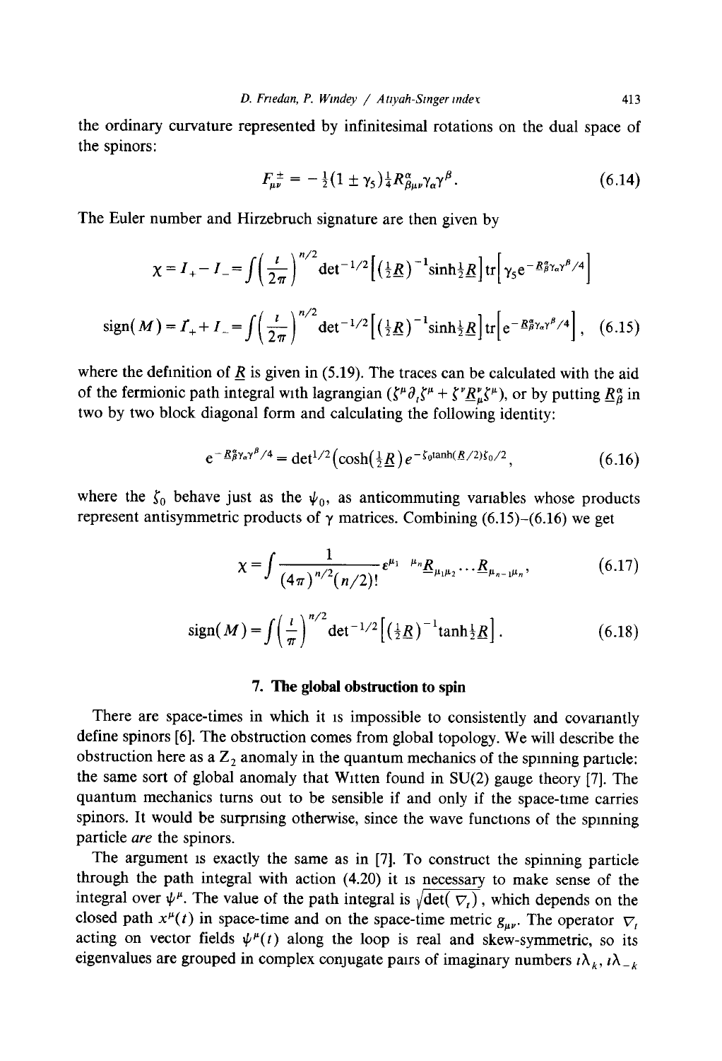the ordinary curvature represented by infinitesimal rotations on the dual space of the spinors:

$$F^{\pm}_{\mu\nu} = -\tfrac{1}{2}(1 \pm \gamma_5)\tfrac{1}{4}R^{\alpha}_{\beta\mu\nu}\gamma_{\alpha}\gamma^{\beta}. \tag{6.14}$$

The Euler number and Hirzebruch signature are then given by

$$\chi = I_+ - I_- = \int \left(\frac{i}{2\pi}\right)^{n/2} \det{}^{-1/2}\left[\left(\tfrac{1}{2}\underline{R}\right)^{-1}\sinh\tfrac{1}{2}\underline{R}\right]\operatorname{tr}\left[\gamma_5 e^{-\underline{R}^{\alpha}_{\beta}\gamma_{\alpha}\gamma^{\beta}/4}\right]$$

$$\operatorname{sign}(M) = I_+ + I_- = \int \left(\frac{i}{2\pi}\right)^{n/2} \det{}^{-1/2}\left[\left(\tfrac{1}{2}\underline{R}\right)^{-1}\sinh\tfrac{1}{2}\underline{R}\right]\operatorname{tr}\left[e^{-\underline{R}^{\alpha}_{\beta}\gamma_{\alpha}\gamma^{\beta}/4}\right], \tag{6.15}$$

where the definition of $\underline{R}$ is given in (5.19). The traces can be calculated with the aid of the fermionic path integral with lagrangian $(\zeta^{\mu}\partial_t\zeta^{\mu} + \zeta^{\nu}\underline{R}^{\nu}_{\mu}\zeta^{\mu})$, or by putting $\underline{R}^{\alpha}_{\beta}$ in two by two block diagonal form and calculating the following identity:

$$e^{-\underline{R}^{\alpha}_{\beta}\gamma_{\alpha}\gamma^{\beta}/4} = \det{}^{1/2}\left(\cosh\left(\tfrac{1}{2}\underline{R}\right)e^{-\zeta_0 \tanh(\underline{R}/2)\zeta_0/2}\right), \tag{6.16}$$

where the $\zeta_0$ behave just as the $\psi_0$, as anticommuting variables whose products represent antisymmetric products of $\gamma$ matrices. Combining (6.15)–(6.16) we get

$$\chi = \int \frac{1}{(4\pi)^{n/2}(n/2)!}\varepsilon^{\mu_1 \cdots \mu_n}\underline{R}_{\mu_1\mu_2}\cdots\underline{R}_{\mu_{n-1}\mu_n}, \tag{6.17}$$

$$\operatorname{sign}(M) = \int \left(\frac{i}{\pi}\right)^{n/2} \det{}^{-1/2}\left[\left(\tfrac{1}{2}\underline{R}\right)^{-1}\tanh\tfrac{1}{2}\underline{R}\right]. \tag{6.18}$$

## 7. The global obstruction to spin

There are space-times in which it is impossible to consistently and covariantly define spinors [6]. The obstruction comes from global topology. We will describe the obstruction here as a $Z_2$ anomaly in the quantum mechanics of the spinning particle: the same sort of global anomaly that Witten found in SU(2) gauge theory [7]. The quantum mechanics turns out to be sensible if and only if the space-time carries spinors. It would be surprising otherwise, since the wave functions of the spinning particle *are* the spinors.

The argument is exactly the same as in [7]. To construct the spinning particle through the path integral with action (4.20) it is necessary to make sense of the integral over $\psi^{\mu}$. The value of the path integral is $\sqrt{\det(\nabla_t)}$, which depends on the closed path $x^{\mu}(t)$ in space-time and on the space-time metric $g_{\mu\nu}$. The operator $\nabla_t$ acting on vector fields $\psi^{\mu}(t)$ along the loop is real and skew-symmetric, so its eigenvalues are grouped in complex conjugate pairs of imaginary numbers $i\lambda_k$, $i\lambda_{-k}$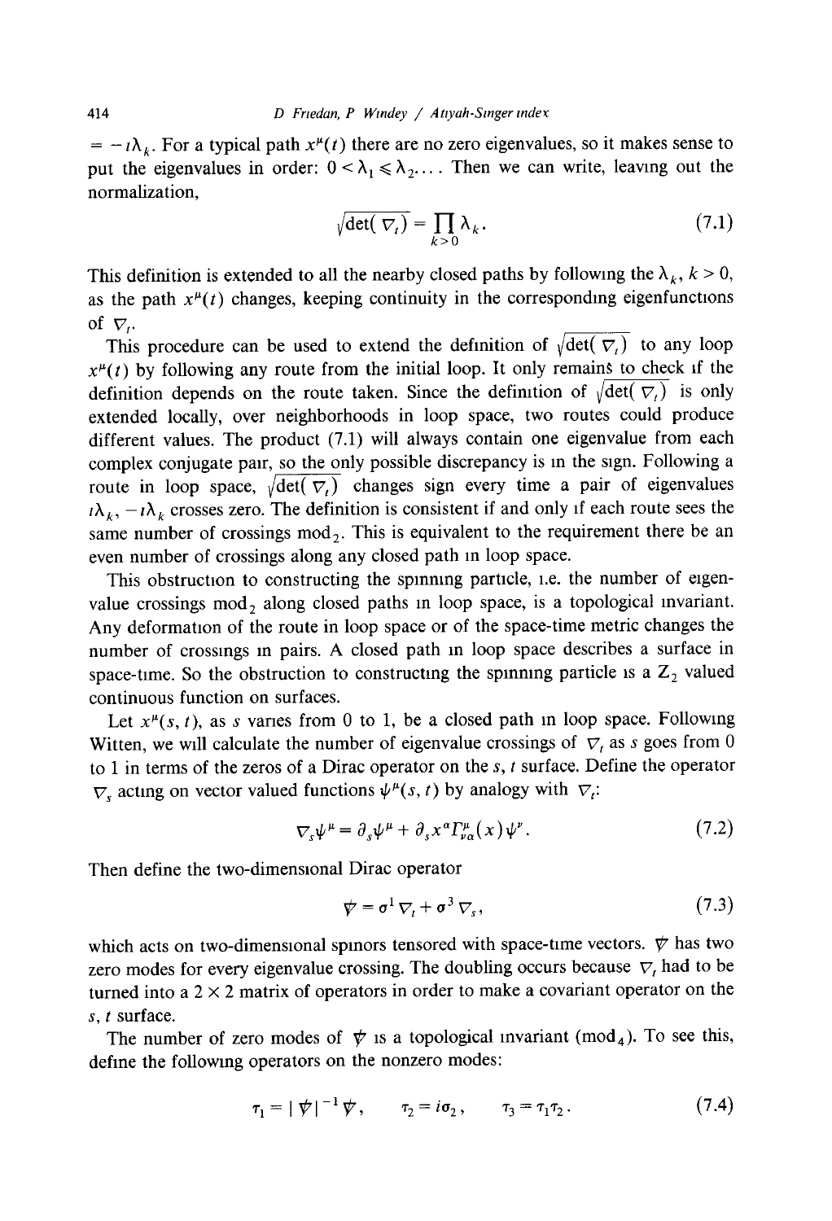$= -i\lambda_k$. For a typical path $x^\mu(t)$ there are no zero eigenvalues, so it makes sense to put the eigenvalues in order: $0 < \lambda_1 \leqslant \lambda_2 \dots$ Then we can write, leaving out the normalization,

$$\sqrt{\det(\nabla_t)} = \prod_{k>0} \lambda_k . \tag{7.1}$$

This definition is extended to all the nearby closed paths by following the $\lambda_k$, $k > 0$, as the path $x^\mu(t)$ changes, keeping continuity in the corresponding eigenfunctions of $\nabla_t$.

This procedure can be used to extend the definition of $\sqrt{\det(\nabla_t)}$ to any loop $x^\mu(t)$ by following any route from the initial loop. It only remains to check if the definition depends on the route taken. Since the definition of $\sqrt{\det(\nabla_t)}$ is only extended locally, over neighborhoods in loop space, two routes could produce different values. The product (7.1) will always contain one eigenvalue from each complex conjugate pair, so the only possible discrepancy is in the sign. Following a route in loop space, $\sqrt{\det(\nabla_t)}$ changes sign every time a pair of eigenvalues $i\lambda_k$, $-i\lambda_k$ crosses zero. The definition is consistent if and only if each route sees the same number of crossings $\text{mod}_2$. This is equivalent to the requirement there be an even number of crossings along any closed path in loop space.

This obstruction to constructing the spinning particle, i.e. the number of eigenvalue crossings $\text{mod}_2$ along closed paths in loop space, is a topological invariant. Any deformation of the route in loop space or of the space-time metric changes the number of crossings in pairs. A closed path in loop space describes a surface in space-time. So the obstruction to constructing the spinning particle is a $\mathrm{Z}_2$ valued continuous function on surfaces.

Let $x^\mu(s, t)$, as $s$ varies from 0 to 1, be a closed path in loop space. Following Witten, we will calculate the number of eigenvalue crossings of $\nabla_t$ as $s$ goes from 0 to 1 in terms of the zeros of a Dirac operator on the $s$, $t$ surface. Define the operator $\nabla_s$ acting on vector valued functions $\psi^\mu(s, t)$ by analogy with $\nabla_t$:

$$\nabla_s \psi^\mu = \partial_s \psi^\mu + \partial_s x^\alpha \Gamma^\mu_{\nu\alpha}(x) \psi^\nu . \tag{7.2}$$

Then define the two-dimensional Dirac operator

$$\not{\nabla} = \sigma^1 \nabla_t + \sigma^3 \nabla_s , \tag{7.3}$$

which acts on two-dimensional spinors tensored with space-time vectors. $\not{\nabla}$ has two zero modes for every eigenvalue crossing. The doubling occurs because $\nabla_t$ had to be turned into a $2 \times 2$ matrix of operators in order to make a covariant operator on the $s$, $t$ surface.

The number of zero modes of $\not{\nabla}$ is a topological invariant ($\text{mod}_4$). To see this, define the following operators on the nonzero modes:

$$\tau_1 = |\not{\nabla}|^{-1} \not{\nabla} , \qquad \tau_2 = i\sigma_2 , \qquad \tau_3 = \tau_1 \tau_2 . \tag{7.4}$$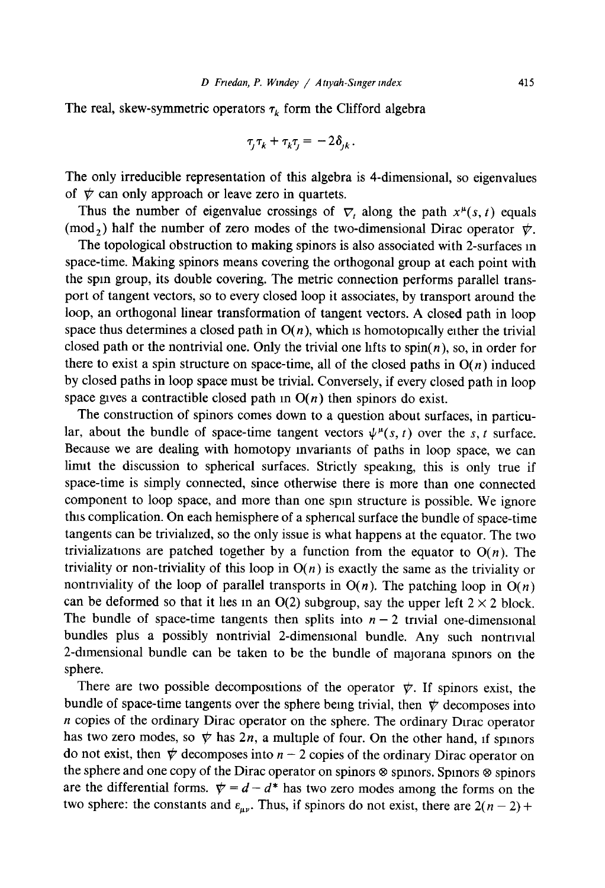The real, skew-symmetric operators $\tau_k$ form the Clifford algebra

$$\tau_j \tau_k + \tau_k \tau_j = -2\delta_{jk}.$$

The only irreducible representation of this algebra is 4-dimensional, so eigenvalues of $\not{\nabla}$ can only approach or leave zero in quartets.

Thus the number of eigenvalue crossings of $\nabla_t$ along the path $x^\mu(s,t)$ equals ($\text{mod}_2$) half the number of zero modes of the two-dimensional Dirac operator $\not{\nabla}$.

The topological obstruction to making spinors is also associated with 2-surfaces in space-time. Making spinors means covering the orthogonal group at each point with the spin group, its double covering. The metric connection performs parallel transport of tangent vectors, so to every closed loop it associates, by transport around the loop, an orthogonal linear transformation of tangent vectors. A closed path in loop space thus determines a closed path in $O(n)$, which is homotopically either the trivial closed path or the nontrivial one. Only the trivial one lifts to $\text{spin}(n)$, so, in order for there to exist a spin structure on space-time, all of the closed paths in $O(n)$ induced by closed paths in loop space must be trivial. Conversely, if every closed path in loop space gives a contractible closed path in $O(n)$ then spinors do exist.

The construction of spinors comes down to a question about surfaces, in particular, about the bundle of space-time tangent vectors $\psi^\mu(s,t)$ over the $s,t$ surface. Because we are dealing with homotopy invariants of paths in loop space, we can limit the discussion to spherical surfaces. Strictly speaking, this is only true if space-time is simply connected, since otherwise there is more than one connected component to loop space, and more than one spin structure is possible. We ignore this complication. On each hemisphere of a spherical surface the bundle of space-time tangents can be trivialized, so the only issue is what happens at the equator. The two trivializations are patched together by a function from the equator to $O(n)$. The triviality or non-triviality of this loop in $O(n)$ is exactly the same as the triviality or nontriviality of the loop of parallel transports in $O(n)$. The patching loop in $O(n)$ can be deformed so that it lies in an $O(2)$ subgroup, say the upper left $2 \times 2$ block. The bundle of space-time tangents then splits into $n-2$ trivial one-dimensional bundles plus a possibly nontrivial 2-dimensional bundle. Any such nontrivial 2-dimensional bundle can be taken to be the bundle of majorana spinors on the sphere.

There are two possible decompositions of the operator $\not{\nabla}$. If spinors exist, the bundle of space-time tangents over the sphere being trivial, then $\not{\nabla}$ decomposes into $n$ copies of the ordinary Dirac operator on the sphere. The ordinary Dirac operator has two zero modes, so $\not{\nabla}$ has $2n$, a multiple of four. On the other hand, if spinors do not exist, then $\not{\nabla}$ decomposes into $n-2$ copies of the ordinary Dirac operator on the sphere and one copy of the Dirac operator on spinors $\otimes$ spinors. Spinors $\otimes$ spinors are the differential forms. $\not{\nabla} = d - d^*$ has two zero modes among the forms on the two sphere: the constants and $\varepsilon_{\mu\nu}$. Thus, if spinors do not exist, there are $2(n-2)+$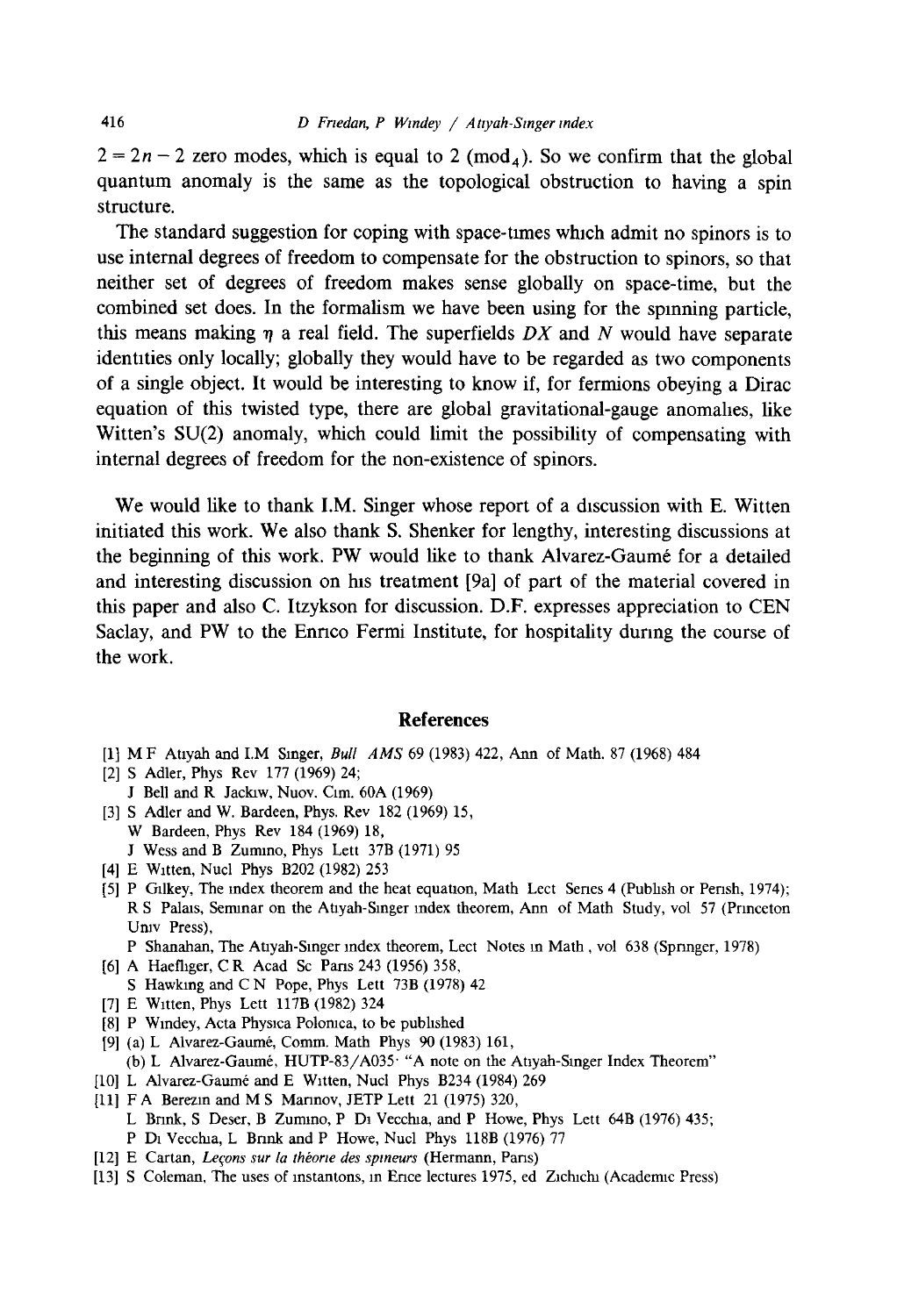$2 = 2n - 2$ zero modes, which is equal to 2 (mod$_4$). So we confirm that the global quantum anomaly is the same as the topological obstruction to having a spin structure.

The standard suggestion for coping with space-times which admit no spinors is to use internal degrees of freedom to compensate for the obstruction to spinors, so that neither set of degrees of freedom makes sense globally on space-time, but the combined set does. In the formalism we have been using for the spinning particle, this means making $\eta$ a real field. The superfields $DX$ and $N$ would have separate identities only locally; globally they would have to be regarded as two components of a single object. It would be interesting to know if, for fermions obeying a Dirac equation of this twisted type, there are global gravitational-gauge anomalies, like Witten's SU(2) anomaly, which could limit the possibility of compensating with internal degrees of freedom for the non-existence of spinors.

We would like to thank I.M. Singer whose report of a discussion with E. Witten initiated this work. We also thank S. Shenker for lengthy, interesting discussions at the beginning of this work. PW would like to thank Alvarez-Gaumé for a detailed and interesting discussion on his treatment [9a] of part of the material covered in this paper and also C. Itzykson for discussion. D.F. expresses appreciation to CEN Saclay, and PW to the Enrico Fermi Institute, for hospitality during the course of the work.

## References

[1] M F Atiyah and I.M Singer, *Bull AMS* 69 (1983) 422, Ann of Math. 87 (1968) 484

[2] S Adler, Phys Rev 177 (1969) 24;
J Bell and R Jackiw, Nuov. Cim. 60A (1969)

[3] S Adler and W. Bardeen, Phys. Rev 182 (1969) 15,
W Bardeen, Phys Rev 184 (1969) 18,
J Wess and B Zumino, Phys Lett 37B (1971) 95

[4] E Witten, Nucl Phys B202 (1982) 253

[5] P Gilkey, The index theorem and the heat equation, Math Lect Series 4 (Publish or Perish, 1974);
R S Palais, Seminar on the Atiyah-Singer index theorem, Ann of Math Study, vol 57 (Princeton Univ Press),
P Shanahan, The Atiyah-Singer index theorem, Lect Notes in Math , vol 638 (Springer, 1978)

[6] A Haefliger, C R Acad Sc Paris 243 (1956) 358,
S Hawking and C N Pope, Phys Lett 73B (1978) 42

[7] E Witten, Phys Lett 117B (1982) 324

[8] P Windey, Acta Physica Polonica, to be published

[9] (a) L Alvarez-Gaumé, Comm. Math Phys 90 (1983) 161,
(b) L Alvarez-Gaumé, HUTP-83/A035: "A note on the Atiyah-Singer Index Theorem"

[10] L Alvarez-Gaumé and E Witten, Nucl Phys B234 (1984) 269

[11] F A Berezin and M S Marinov, JETP Lett 21 (1975) 320,
L Brink, S Deser, B Zumino, P Di Vecchia, and P Howe, Phys Lett 64B (1976) 435;
P Di Vecchia, L Brink and P Howe, Nucl Phys 118B (1976) 77

[12] E Cartan, *Leçons sur la théorie des spineurs* (Hermann, Paris)

[13] S Coleman, The uses of instantons, in Erice lectures 1975, ed Zichichi (Academic Press)